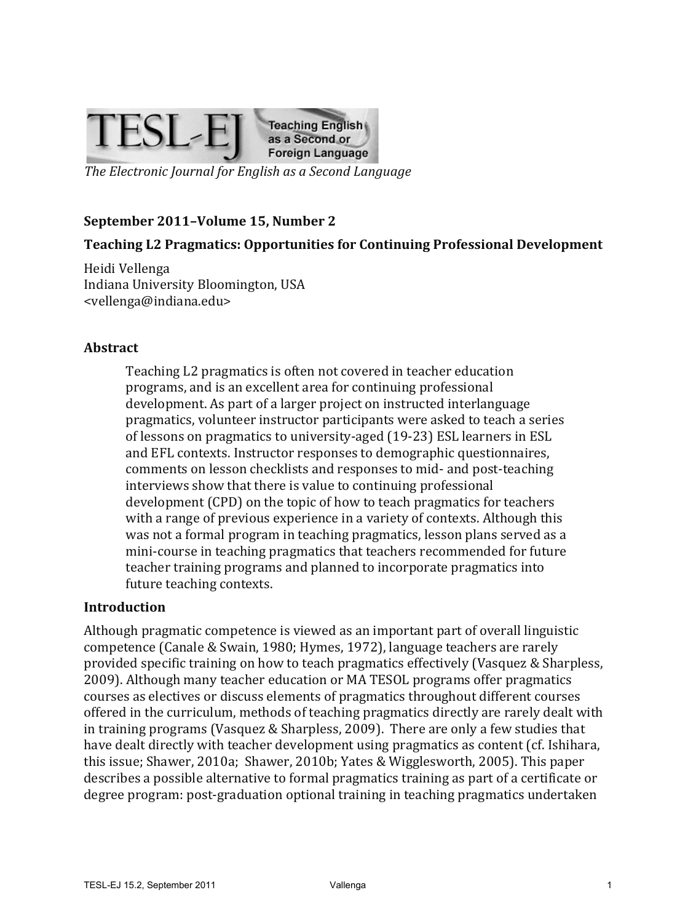TESL-EJ Teaching English as a Second or Foreign Language

*The Electronic Journal for English as a Second Language*

**September 2011–Volume 15, Number 2**

**Teaching L2 Pragmatics: Opportunities for Continuing Professional Development**

Heidi Vellenga
Indiana University Bloomington, USA
<vellenga@indiana.edu>

## Abstract

> Teaching L2 pragmatics is often not covered in teacher education programs, and is an excellent area for continuing professional development. As part of a larger project on instructed interlanguage pragmatics, volunteer instructor participants were asked to teach a series of lessons on pragmatics to university-aged (19-23) ESL learners in ESL and EFL contexts. Instructor responses to demographic questionnaires, comments on lesson checklists and responses to mid- and post-teaching interviews show that there is value to continuing professional development (CPD) on the topic of how to teach pragmatics for teachers with a range of previous experience in a variety of contexts. Although this was not a formal program in teaching pragmatics, lesson plans served as a mini-course in teaching pragmatics that teachers recommended for future teacher training programs and planned to incorporate pragmatics into future teaching contexts.

## Introduction

Although pragmatic competence is viewed as an important part of overall linguistic competence (Canale & Swain, 1980; Hymes, 1972), language teachers are rarely provided specific training on how to teach pragmatics effectively (Vasquez & Sharpless, 2009). Although many teacher education or MA TESOL programs offer pragmatics courses as electives or discuss elements of pragmatics throughout different courses offered in the curriculum, methods of teaching pragmatics directly are rarely dealt with in training programs (Vasquez & Sharpless, 2009). There are only a few studies that have dealt directly with teacher development using pragmatics as content (cf. Ishihara, this issue; Shawer, 2010a; Shawer, 2010b; Yates & Wigglesworth, 2005). This paper describes a possible alternative to formal pragmatics training as part of a certificate or degree program: post-graduation optional training in teaching pragmatics undertaken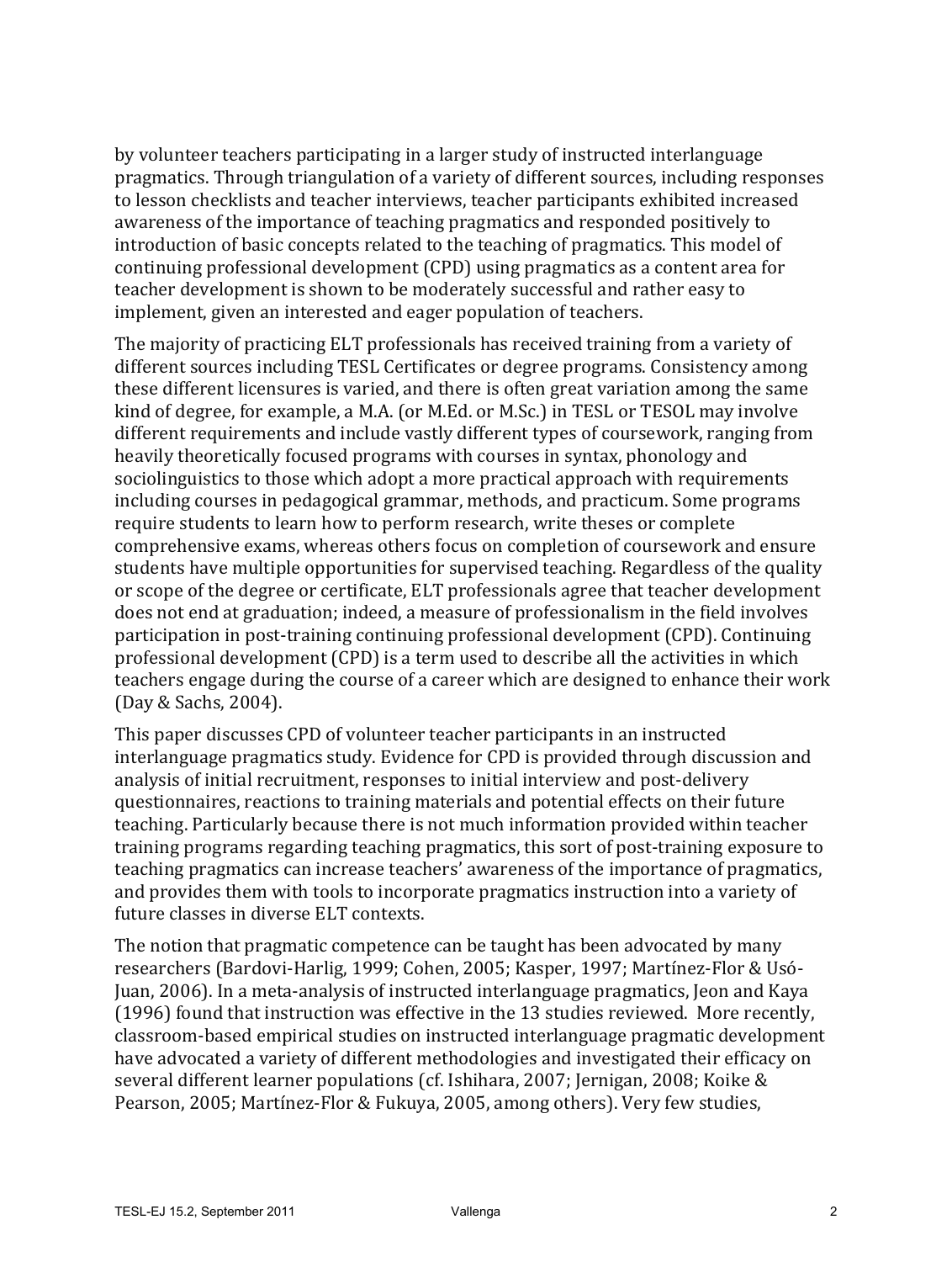by volunteer teachers participating in a larger study of instructed interlanguage pragmatics. Through triangulation of a variety of different sources, including responses to lesson checklists and teacher interviews, teacher participants exhibited increased awareness of the importance of teaching pragmatics and responded positively to introduction of basic concepts related to the teaching of pragmatics. This model of continuing professional development (CPD) using pragmatics as a content area for teacher development is shown to be moderately successful and rather easy to implement, given an interested and eager population of teachers.

The majority of practicing ELT professionals has received training from a variety of different sources including TESL Certificates or degree programs. Consistency among these different licensures is varied, and there is often great variation among the same kind of degree, for example, a M.A. (or M.Ed. or M.Sc.) in TESL or TESOL may involve different requirements and include vastly different types of coursework, ranging from heavily theoretically focused programs with courses in syntax, phonology and sociolinguistics to those which adopt a more practical approach with requirements including courses in pedagogical grammar, methods, and practicum. Some programs require students to learn how to perform research, write theses or complete comprehensive exams, whereas others focus on completion of coursework and ensure students have multiple opportunities for supervised teaching. Regardless of the quality or scope of the degree or certificate, ELT professionals agree that teacher development does not end at graduation; indeed, a measure of professionalism in the field involves participation in post-training continuing professional development (CPD). Continuing professional development (CPD) is a term used to describe all the activities in which teachers engage during the course of a career which are designed to enhance their work (Day & Sachs, 2004).

This paper discusses CPD of volunteer teacher participants in an instructed interlanguage pragmatics study. Evidence for CPD is provided through discussion and analysis of initial recruitment, responses to initial interview and post-delivery questionnaires, reactions to training materials and potential effects on their future teaching. Particularly because there is not much information provided within teacher training programs regarding teaching pragmatics, this sort of post-training exposure to teaching pragmatics can increase teachers' awareness of the importance of pragmatics, and provides them with tools to incorporate pragmatics instruction into a variety of future classes in diverse ELT contexts.

The notion that pragmatic competence can be taught has been advocated by many researchers (Bardovi-Harlig, 1999; Cohen, 2005; Kasper, 1997; Martínez-Flor & Usó-Juan, 2006). In a meta-analysis of instructed interlanguage pragmatics, Jeon and Kaya (1996) found that instruction was effective in the 13 studies reviewed. More recently, classroom-based empirical studies on instructed interlanguage pragmatic development have advocated a variety of different methodologies and investigated their efficacy on several different learner populations (cf. Ishihara, 2007; Jernigan, 2008; Koike & Pearson, 2005; Martínez-Flor & Fukuya, 2005, among others). Very few studies,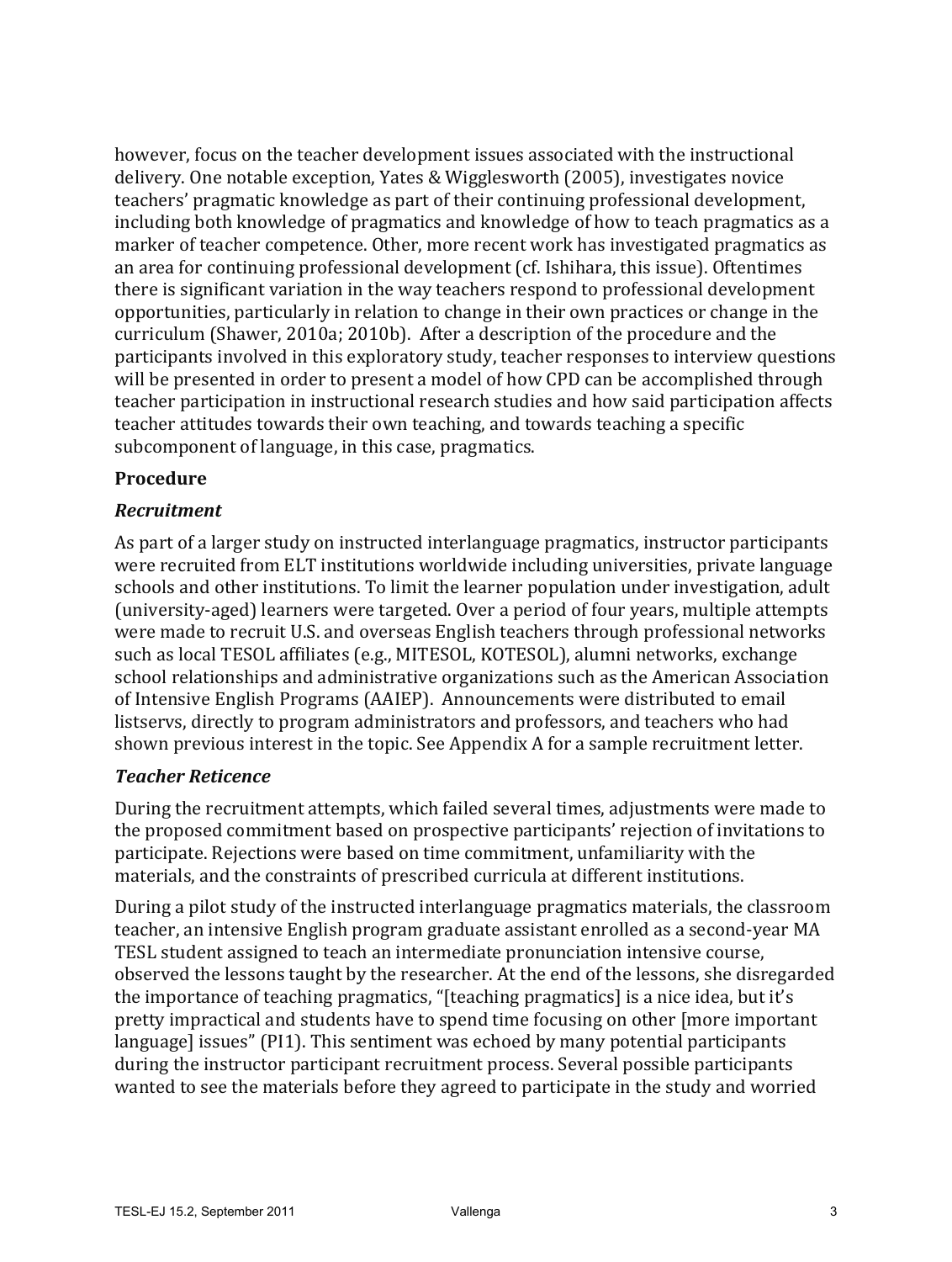however, focus on the teacher development issues associated with the instructional delivery. One notable exception, Yates & Wigglesworth (2005), investigates novice teachers' pragmatic knowledge as part of their continuing professional development, including both knowledge of pragmatics and knowledge of how to teach pragmatics as a marker of teacher competence. Other, more recent work has investigated pragmatics as an area for continuing professional development (cf. Ishihara, this issue). Oftentimes there is significant variation in the way teachers respond to professional development opportunities, particularly in relation to change in their own practices or change in the curriculum (Shawer, 2010a; 2010b). After a description of the procedure and the participants involved in this exploratory study, teacher responses to interview questions will be presented in order to present a model of how CPD can be accomplished through teacher participation in instructional research studies and how said participation affects teacher attitudes towards their own teaching, and towards teaching a specific subcomponent of language, in this case, pragmatics.

## Procedure

### *Recruitment*

As part of a larger study on instructed interlanguage pragmatics, instructor participants were recruited from ELT institutions worldwide including universities, private language schools and other institutions. To limit the learner population under investigation, adult (university-aged) learners were targeted. Over a period of four years, multiple attempts were made to recruit U.S. and overseas English teachers through professional networks such as local TESOL affiliates (e.g., MITESOL, KOTESOL), alumni networks, exchange school relationships and administrative organizations such as the American Association of Intensive English Programs (AAIEP). Announcements were distributed to email listservs, directly to program administrators and professors, and teachers who had shown previous interest in the topic. See Appendix A for a sample recruitment letter.

### *Teacher Reticence*

During the recruitment attempts, which failed several times, adjustments were made to the proposed commitment based on prospective participants' rejection of invitations to participate. Rejections were based on time commitment, unfamiliarity with the materials, and the constraints of prescribed curricula at different institutions.

During a pilot study of the instructed interlanguage pragmatics materials, the classroom teacher, an intensive English program graduate assistant enrolled as a second-year MA TESL student assigned to teach an intermediate pronunciation intensive course, observed the lessons taught by the researcher. At the end of the lessons, she disregarded the importance of teaching pragmatics, "[teaching pragmatics] is a nice idea, but it's pretty impractical and students have to spend time focusing on other [more important language] issues" (PI1). This sentiment was echoed by many potential participants during the instructor participant recruitment process. Several possible participants wanted to see the materials before they agreed to participate in the study and worried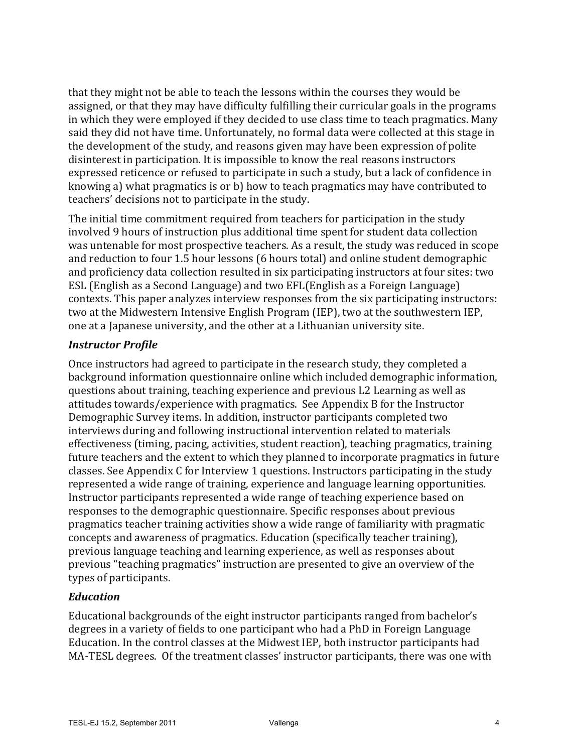that they might not be able to teach the lessons within the courses they would be assigned, or that they may have difficulty fulfilling their curricular goals in the programs in which they were employed if they decided to use class time to teach pragmatics. Many said they did not have time. Unfortunately, no formal data were collected at this stage in the development of the study, and reasons given may have been expression of polite disinterest in participation. It is impossible to know the real reasons instructors expressed reticence or refused to participate in such a study, but a lack of confidence in knowing a) what pragmatics is or b) how to teach pragmatics may have contributed to teachers' decisions not to participate in the study.

The initial time commitment required from teachers for participation in the study involved 9 hours of instruction plus additional time spent for student data collection was untenable for most prospective teachers. As a result, the study was reduced in scope and reduction to four 1.5 hour lessons (6 hours total) and online student demographic and proficiency data collection resulted in six participating instructors at four sites: two ESL (English as a Second Language) and two EFL(English as a Foreign Language) contexts. This paper analyzes interview responses from the six participating instructors: two at the Midwestern Intensive English Program (IEP), two at the southwestern IEP, one at a Japanese university, and the other at a Lithuanian university site.

### *Instructor Profile*

Once instructors had agreed to participate in the research study, they completed a background information questionnaire online which included demographic information, questions about training, teaching experience and previous L2 Learning as well as attitudes towards/experience with pragmatics. See Appendix B for the Instructor Demographic Survey items. In addition, instructor participants completed two interviews during and following instructional intervention related to materials effectiveness (timing, pacing, activities, student reaction), teaching pragmatics, training future teachers and the extent to which they planned to incorporate pragmatics in future classes. See Appendix C for Interview 1 questions. Instructors participating in the study represented a wide range of training, experience and language learning opportunities. Instructor participants represented a wide range of teaching experience based on responses to the demographic questionnaire. Specific responses about previous pragmatics teacher training activities show a wide range of familiarity with pragmatic concepts and awareness of pragmatics. Education (specifically teacher training), previous language teaching and learning experience, as well as responses about previous "teaching pragmatics" instruction are presented to give an overview of the types of participants.

### *Education*

Educational backgrounds of the eight instructor participants ranged from bachelor's degrees in a variety of fields to one participant who had a PhD in Foreign Language Education. In the control classes at the Midwest IEP, both instructor participants had MA-TESL degrees. Of the treatment classes' instructor participants, there was one with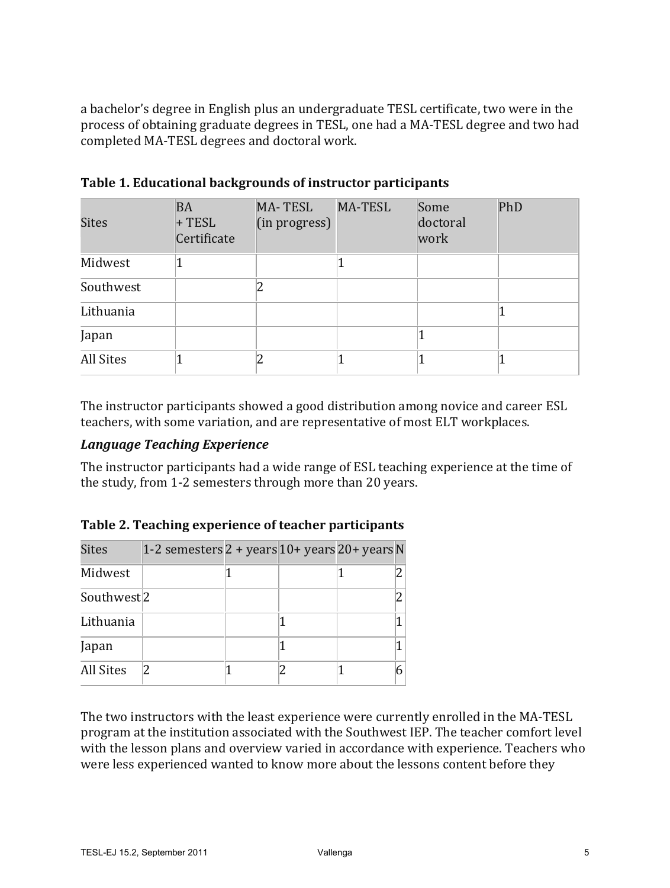a bachelor's degree in English plus an undergraduate TESL certificate, two were in the process of obtaining graduate degrees in TESL, one had a MA-TESL degree and two had completed MA-TESL degrees and doctoral work.

**Table 1. Educational backgrounds of instructor participants**

| Sites | BA + TESL Certificate | MA- TESL (in progress) | MA-TESL | Some doctoral work | PhD |
|---|---|---|---|---|---|
| Midwest | 1 | | 1 | | |
| Southwest | | 2 | | | |
| Lithuania | | | | | 1 |
| Japan | | | | 1 | |
| All Sites | 1 | 2 | 1 | 1 | 1 |

The instructor participants showed a good distribution among novice and career ESL teachers, with some variation, and are representative of most ELT workplaces.

### *Language Teaching Experience*

The instructor participants had a wide range of ESL teaching experience at the time of the study, from 1-2 semesters through more than 20 years.

**Table 2. Teaching experience of teacher participants**

| Sites | 1-2 semesters | 2 + years | 10+ years | 20+ years | N |
|---|---|---|---|---|---|
| Midwest | | 1 | | 1 | 2 |
| Southwest | 2 | | | | 2 |
| Lithuania | | | 1 | | 1 |
| Japan | | | 1 | | 1 |
| All Sites | 2 | 1 | 2 | 1 | 6 |

The two instructors with the least experience were currently enrolled in the MA-TESL program at the institution associated with the Southwest IEP. The teacher comfort level with the lesson plans and overview varied in accordance with experience. Teachers who were less experienced wanted to know more about the lessons content before they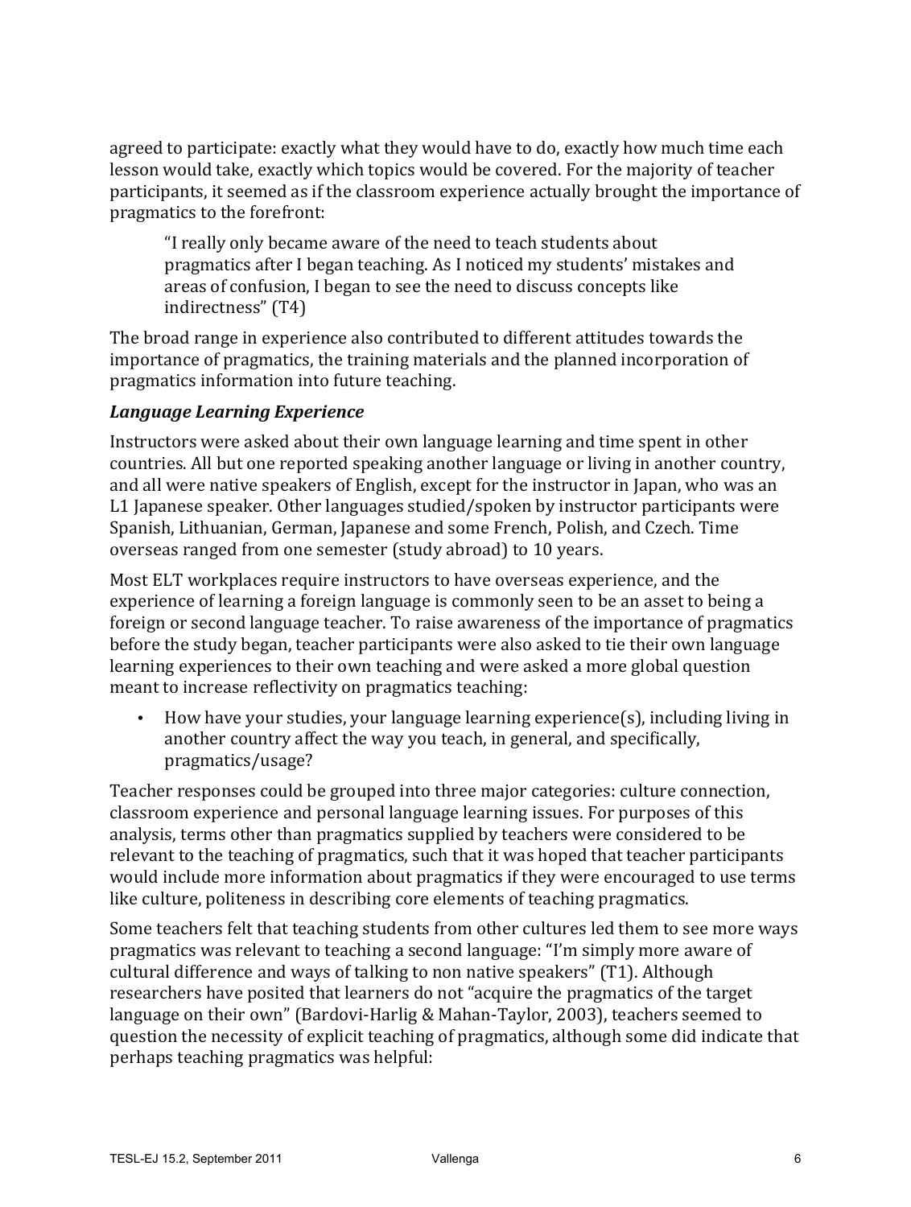agreed to participate: exactly what they would have to do, exactly how much time each lesson would take, exactly which topics would be covered. For the majority of teacher participants, it seemed as if the classroom experience actually brought the importance of pragmatics to the forefront:

> "I really only became aware of the need to teach students about pragmatics after I began teaching. As I noticed my students' mistakes and areas of confusion, I began to see the need to discuss concepts like indirectness" (T4)

The broad range in experience also contributed to different attitudes towards the importance of pragmatics, the training materials and the planned incorporation of pragmatics information into future teaching.

### *Language Learning Experience*

Instructors were asked about their own language learning and time spent in other countries. All but one reported speaking another language or living in another country, and all were native speakers of English, except for the instructor in Japan, who was an L1 Japanese speaker. Other languages studied/spoken by instructor participants were Spanish, Lithuanian, German, Japanese and some French, Polish, and Czech. Time overseas ranged from one semester (study abroad) to 10 years.

Most ELT workplaces require instructors to have overseas experience, and the experience of learning a foreign language is commonly seen to be an asset to being a foreign or second language teacher. To raise awareness of the importance of pragmatics before the study began, teacher participants were also asked to tie their own language learning experiences to their own teaching and were asked a more global question meant to increase reflectivity on pragmatics teaching:

- How have your studies, your language learning experience(s), including living in another country affect the way you teach, in general, and specifically, pragmatics/usage?

Teacher responses could be grouped into three major categories: culture connection, classroom experience and personal language learning issues. For purposes of this analysis, terms other than pragmatics supplied by teachers were considered to be relevant to the teaching of pragmatics, such that it was hoped that teacher participants would include more information about pragmatics if they were encouraged to use terms like culture, politeness in describing core elements of teaching pragmatics.

Some teachers felt that teaching students from other cultures led them to see more ways pragmatics was relevant to teaching a second language: "I'm simply more aware of cultural difference and ways of talking to non native speakers" (T1). Although researchers have posited that learners do not "acquire the pragmatics of the target language on their own" (Bardovi-Harlig & Mahan-Taylor, 2003), teachers seemed to question the necessity of explicit teaching of pragmatics, although some did indicate that perhaps teaching pragmatics was helpful: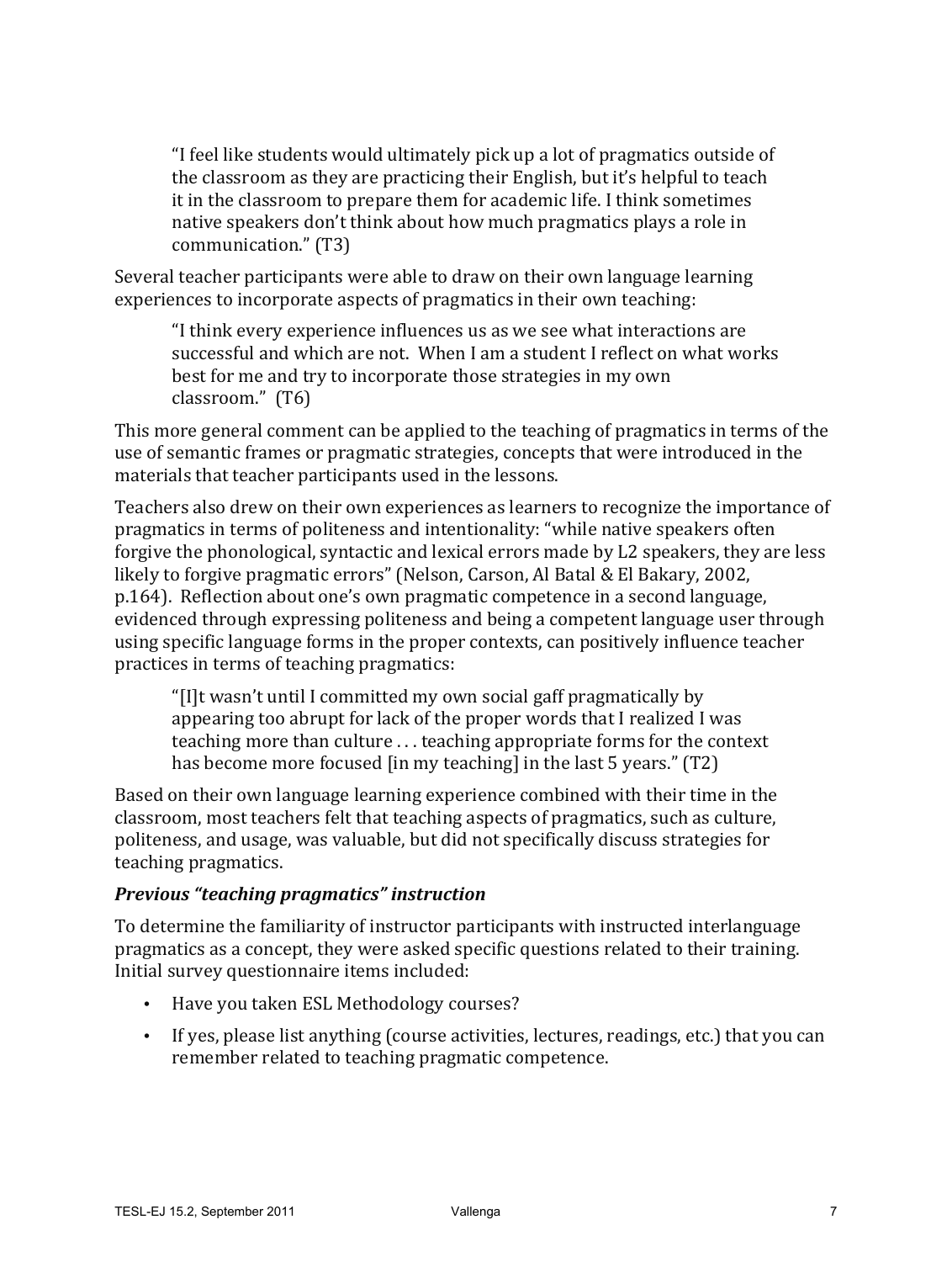> "I feel like students would ultimately pick up a lot of pragmatics outside of the classroom as they are practicing their English, but it's helpful to teach it in the classroom to prepare them for academic life. I think sometimes native speakers don't think about how much pragmatics plays a role in communication." (T3)

Several teacher participants were able to draw on their own language learning experiences to incorporate aspects of pragmatics in their own teaching:

> "I think every experience influences us as we see what interactions are successful and which are not. When I am a student I reflect on what works best for me and try to incorporate those strategies in my own classroom." (T6)

This more general comment can be applied to the teaching of pragmatics in terms of the use of semantic frames or pragmatic strategies, concepts that were introduced in the materials that teacher participants used in the lessons.

Teachers also drew on their own experiences as learners to recognize the importance of pragmatics in terms of politeness and intentionality: "while native speakers often forgive the phonological, syntactic and lexical errors made by L2 speakers, they are less likely to forgive pragmatic errors" (Nelson, Carson, Al Batal & El Bakary, 2002, p.164). Reflection about one's own pragmatic competence in a second language, evidenced through expressing politeness and being a competent language user through using specific language forms in the proper contexts, can positively influence teacher practices in terms of teaching pragmatics:

> "[I]t wasn't until I committed my own social gaff pragmatically by appearing too abrupt for lack of the proper words that I realized I was teaching more than culture . . . teaching appropriate forms for the context has become more focused [in my teaching] in the last 5 years." (T2)

Based on their own language learning experience combined with their time in the classroom, most teachers felt that teaching aspects of pragmatics, such as culture, politeness, and usage, was valuable, but did not specifically discuss strategies for teaching pragmatics.

### *Previous "teaching pragmatics" instruction*

To determine the familiarity of instructor participants with instructed interlanguage pragmatics as a concept, they were asked specific questions related to their training. Initial survey questionnaire items included:

- Have you taken ESL Methodology courses?
- If yes, please list anything (course activities, lectures, readings, etc.) that you can remember related to teaching pragmatic competence.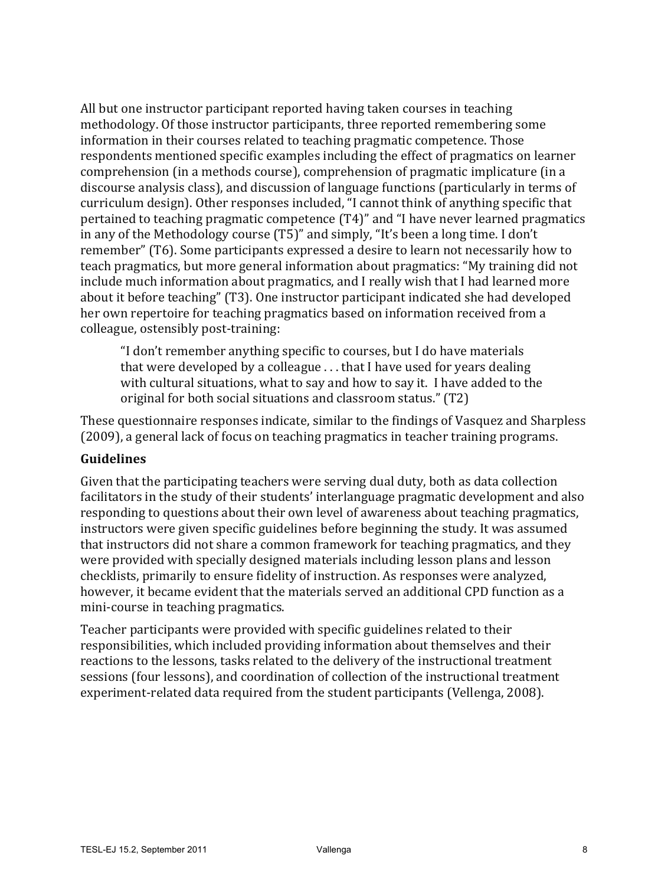All but one instructor participant reported having taken courses in teaching methodology. Of those instructor participants, three reported remembering some information in their courses related to teaching pragmatic competence. Those respondents mentioned specific examples including the effect of pragmatics on learner comprehension (in a methods course), comprehension of pragmatic implicature (in a discourse analysis class), and discussion of language functions (particularly in terms of curriculum design). Other responses included, "I cannot think of anything specific that pertained to teaching pragmatic competence (T4)" and "I have never learned pragmatics in any of the Methodology course (T5)" and simply, "It's been a long time. I don't remember" (T6). Some participants expressed a desire to learn not necessarily how to teach pragmatics, but more general information about pragmatics: "My training did not include much information about pragmatics, and I really wish that I had learned more about it before teaching" (T3). One instructor participant indicated she had developed her own repertoire for teaching pragmatics based on information received from a colleague, ostensibly post-training:

> "I don't remember anything specific to courses, but I do have materials that were developed by a colleague . . . that I have used for years dealing with cultural situations, what to say and how to say it. I have added to the original for both social situations and classroom status." (T2)

These questionnaire responses indicate, similar to the findings of Vasquez and Sharpless (2009), a general lack of focus on teaching pragmatics in teacher training programs.

### Guidelines

Given that the participating teachers were serving dual duty, both as data collection facilitators in the study of their students' interlanguage pragmatic development and also responding to questions about their own level of awareness about teaching pragmatics, instructors were given specific guidelines before beginning the study. It was assumed that instructors did not share a common framework for teaching pragmatics, and they were provided with specially designed materials including lesson plans and lesson checklists, primarily to ensure fidelity of instruction. As responses were analyzed, however, it became evident that the materials served an additional CPD function as a mini-course in teaching pragmatics.

Teacher participants were provided with specific guidelines related to their responsibilities, which included providing information about themselves and their reactions to the lessons, tasks related to the delivery of the instructional treatment sessions (four lessons), and coordination of collection of the instructional treatment experiment-related data required from the student participants (Vellenga, 2008).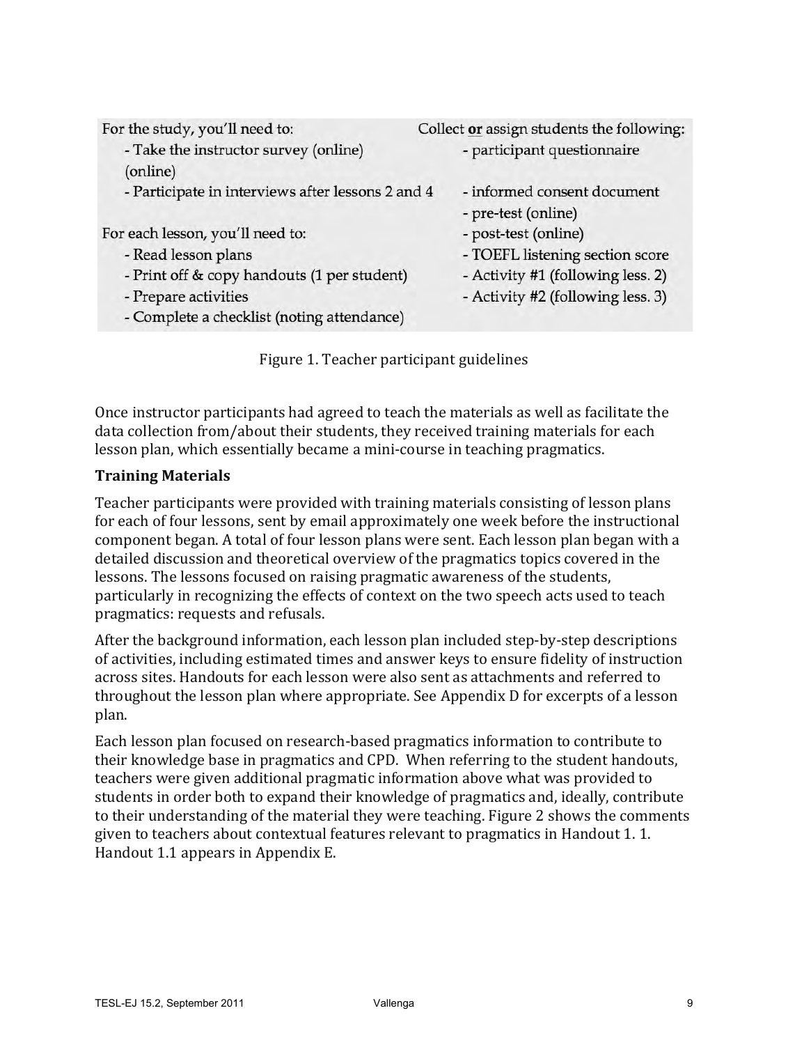| For the study, you'll need to: | Collect **or** assign students the following: |
|---|---|
| - Take the instructor survey (online) (online) | - participant questionnaire |
| - Participate in interviews after lessons 2 and 4 | - informed consent document |
| | - pre-test (online) |
| For each lesson, you'll need to: | - post-test (online) |
| - Read lesson plans | - TOEFL listening section score |
| - Print off & copy handouts (1 per student) | - Activity #1 (following less. 2) |
| - Prepare activities | - Activity #2 (following less. 3) |
| - Complete a checklist (noting attendance) | |

Figure 1. Teacher participant guidelines

Once instructor participants had agreed to teach the materials as well as facilitate the data collection from/about their students, they received training materials for each lesson plan, which essentially became a mini-course in teaching pragmatics.

### Training Materials

Teacher participants were provided with training materials consisting of lesson plans for each of four lessons, sent by email approximately one week before the instructional component began. A total of four lesson plans were sent. Each lesson plan began with a detailed discussion and theoretical overview of the pragmatics topics covered in the lessons. The lessons focused on raising pragmatic awareness of the students, particularly in recognizing the effects of context on the two speech acts used to teach pragmatics: requests and refusals.

After the background information, each lesson plan included step-by-step descriptions of activities, including estimated times and answer keys to ensure fidelity of instruction across sites. Handouts for each lesson were also sent as attachments and referred to throughout the lesson plan where appropriate. See Appendix D for excerpts of a lesson plan.

Each lesson plan focused on research-based pragmatics information to contribute to their knowledge base in pragmatics and CPD. When referring to the student handouts, teachers were given additional pragmatic information above what was provided to students in order both to expand their knowledge of pragmatics and, ideally, contribute to their understanding of the material they were teaching. Figure 2 shows the comments given to teachers about contextual features relevant to pragmatics in Handout 1. 1. Handout 1.1 appears in Appendix E.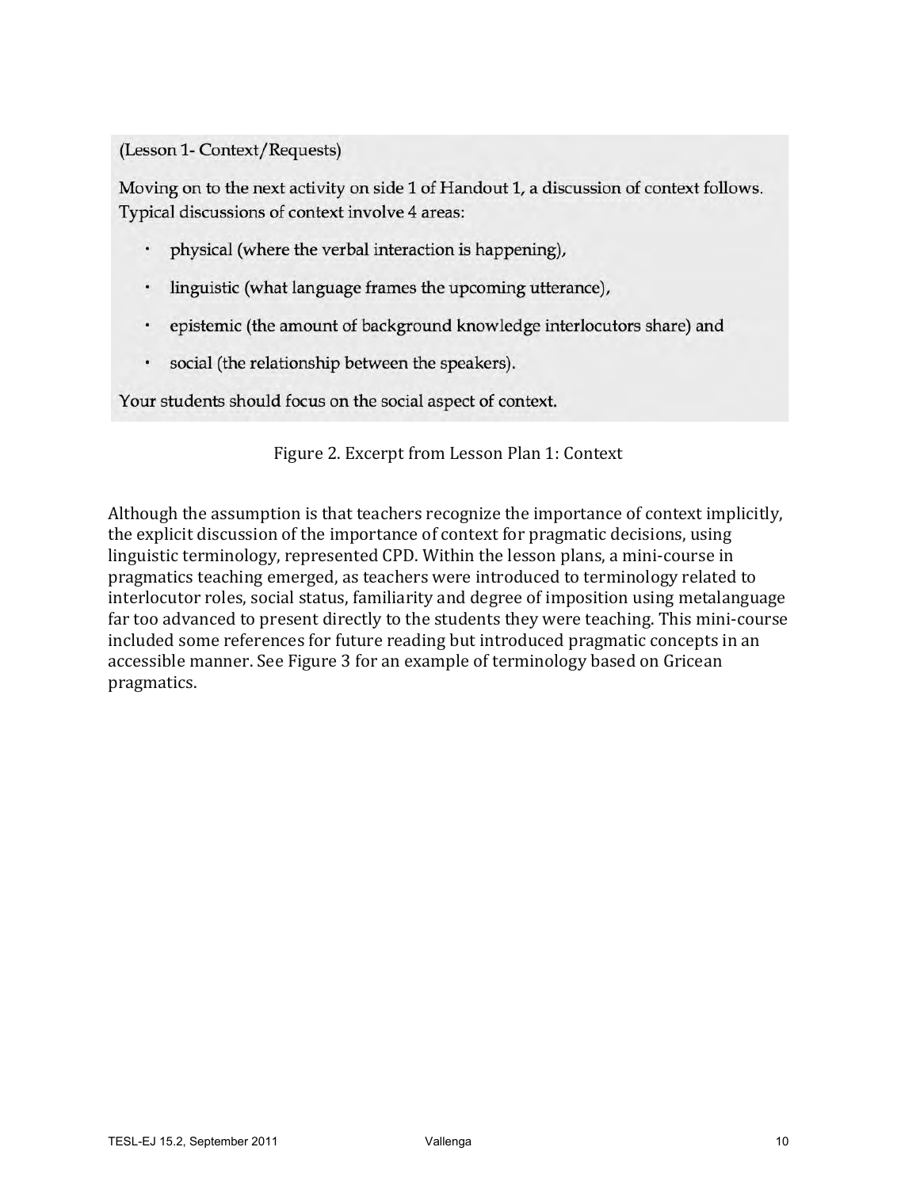(Lesson 1- Context/Requests)

Moving on to the next activity on side 1 of Handout 1, a discussion of context follows. Typical discussions of context involve 4 areas:

- physical (where the verbal interaction is happening),
- linguistic (what language frames the upcoming utterance),
- epistemic (the amount of background knowledge interlocutors share) and
- social (the relationship between the speakers).

Your students should focus on the social aspect of context.

Figure 2. Excerpt from Lesson Plan 1: Context

Although the assumption is that teachers recognize the importance of context implicitly, the explicit discussion of the importance of context for pragmatic decisions, using linguistic terminology, represented CPD. Within the lesson plans, a mini-course in pragmatics teaching emerged, as teachers were introduced to terminology related to interlocutor roles, social status, familiarity and degree of imposition using metalanguage far too advanced to present directly to the students they were teaching. This mini-course included some references for future reading but introduced pragmatic concepts in an accessible manner. See Figure 3 for an example of terminology based on Gricean pragmatics.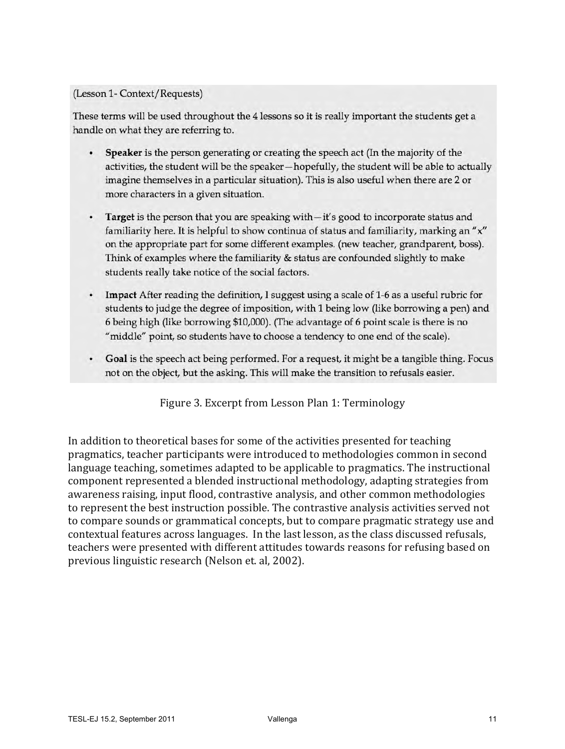(Lesson 1- Context/Requests)

These terms will be used throughout the 4 lessons so it is really important the students get a handle on what they are referring to.

- **Speaker** is the person generating or creating the speech act (In the majority of the activities, the student will be the speaker—hopefully, the student will be able to actually imagine themselves in a particular situation). This is also useful when there are 2 or more characters in a given situation.
- **Target** is the person that you are speaking with—it's good to incorporate status and familiarity here. It is helpful to show continua of status and familiarity, marking an "x" on the appropriate part for some different examples. (new teacher, grandparent, boss). Think of examples where the familiarity & status are confounded slightly to make students really take notice of the social factors.
- **Impact** After reading the definition, I suggest using a scale of 1-6 as a useful rubric for students to judge the degree of imposition, with 1 being low (like borrowing a pen) and 6 being high (like borrowing $10,000). (The advantage of 6 point scale is there is no "middle" point, so students have to choose a tendency to one end of the scale).
- **Goal** is the speech act being performed. For a request, it might be a tangible thing. Focus not on the object, but the asking. This will make the transition to refusals easier.

Figure 3. Excerpt from Lesson Plan 1: Terminology

In addition to theoretical bases for some of the activities presented for teaching pragmatics, teacher participants were introduced to methodologies common in second language teaching, sometimes adapted to be applicable to pragmatics. The instructional component represented a blended instructional methodology, adapting strategies from awareness raising, input flood, contrastive analysis, and other common methodologies to represent the best instruction possible. The contrastive analysis activities served not to compare sounds or grammatical concepts, but to compare pragmatic strategy use and contextual features across languages. In the last lesson, as the class discussed refusals, teachers were presented with different attitudes towards reasons for refusing based on previous linguistic research (Nelson et. al, 2002).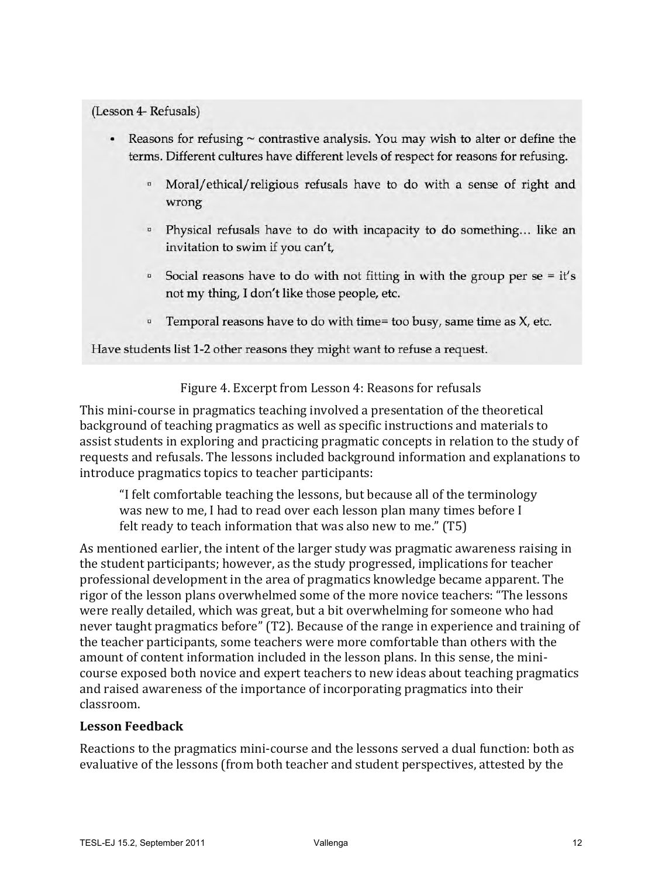(Lesson 4- Refusals)

- Reasons for refusing ~ contrastive analysis. You may wish to alter or define the terms. Different cultures have different levels of respect for reasons for refusing.
  - Moral/ethical/religious refusals have to do with a sense of right and wrong
  - Physical refusals have to do with incapacity to do something… like an invitation to swim if you can't,
  - Social reasons have to do with not fitting in with the group per se = it's not my thing, I don't like those people, etc.
  - Temporal reasons have to do with time= too busy, same time as X, etc.

Have students list 1-2 other reasons they might want to refuse a request.

Figure 4. Excerpt from Lesson 4: Reasons for refusals

This mini-course in pragmatics teaching involved a presentation of the theoretical background of teaching pragmatics as well as specific instructions and materials to assist students in exploring and practicing pragmatic concepts in relation to the study of requests and refusals. The lessons included background information and explanations to introduce pragmatics topics to teacher participants:

> "I felt comfortable teaching the lessons, but because all of the terminology was new to me, I had to read over each lesson plan many times before I felt ready to teach information that was also new to me." (T5)

As mentioned earlier, the intent of the larger study was pragmatic awareness raising in the student participants; however, as the study progressed, implications for teacher professional development in the area of pragmatics knowledge became apparent. The rigor of the lesson plans overwhelmed some of the more novice teachers: "The lessons were really detailed, which was great, but a bit overwhelming for someone who had never taught pragmatics before" (T2). Because of the range in experience and training of the teacher participants, some teachers were more comfortable than others with the amount of content information included in the lesson plans. In this sense, the mini-course exposed both novice and expert teachers to new ideas about teaching pragmatics and raised awareness of the importance of incorporating pragmatics into their classroom.

**Lesson Feedback**

Reactions to the pragmatics mini-course and the lessons served a dual function: both as evaluative of the lessons (from both teacher and student perspectives, attested by the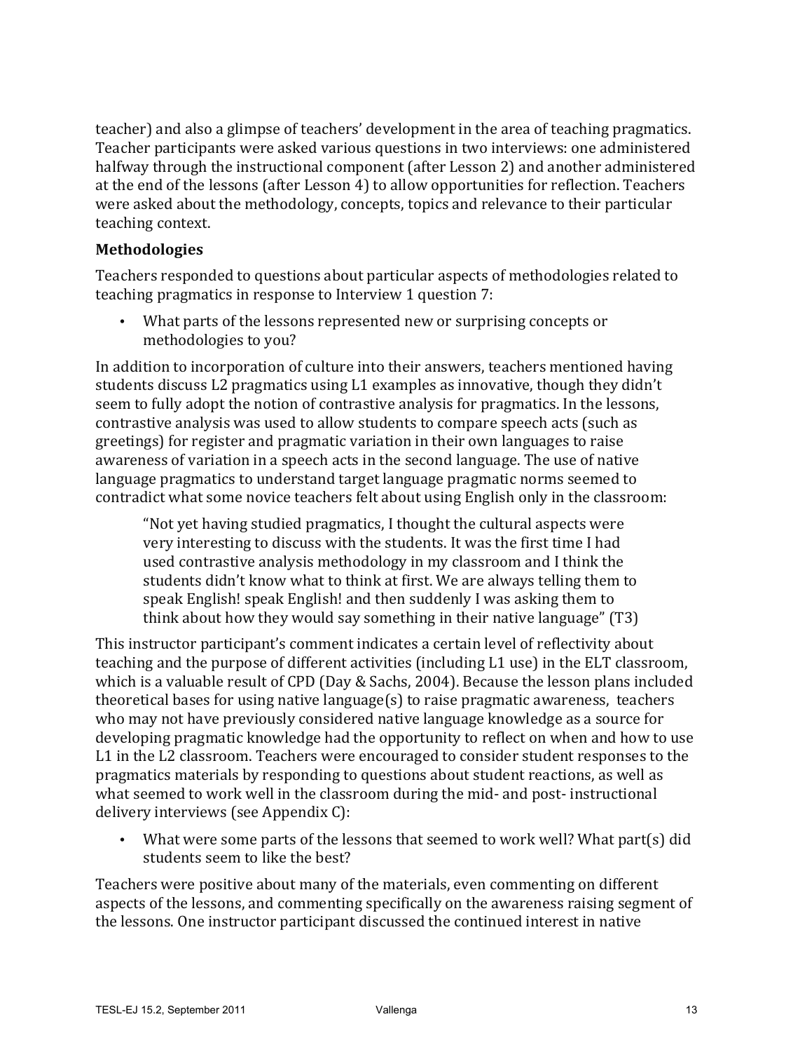teacher) and also a glimpse of teachers' development in the area of teaching pragmatics. Teacher participants were asked various questions in two interviews: one administered halfway through the instructional component (after Lesson 2) and another administered at the end of the lessons (after Lesson 4) to allow opportunities for reflection. Teachers were asked about the methodology, concepts, topics and relevance to their particular teaching context.

### Methodologies

Teachers responded to questions about particular aspects of methodologies related to teaching pragmatics in response to Interview 1 question 7:

- What parts of the lessons represented new or surprising concepts or methodologies to you?

In addition to incorporation of culture into their answers, teachers mentioned having students discuss L2 pragmatics using L1 examples as innovative, though they didn't seem to fully adopt the notion of contrastive analysis for pragmatics. In the lessons, contrastive analysis was used to allow students to compare speech acts (such as greetings) for register and pragmatic variation in their own languages to raise awareness of variation in a speech acts in the second language. The use of native language pragmatics to understand target language pragmatic norms seemed to contradict what some novice teachers felt about using English only in the classroom:

> "Not yet having studied pragmatics, I thought the cultural aspects were very interesting to discuss with the students. It was the first time I had used contrastive analysis methodology in my classroom and I think the students didn't know what to think at first. We are always telling them to speak English! speak English! and then suddenly I was asking them to think about how they would say something in their native language" (T3)

This instructor participant's comment indicates a certain level of reflectivity about teaching and the purpose of different activities (including L1 use) in the ELT classroom, which is a valuable result of CPD (Day & Sachs, 2004). Because the lesson plans included theoretical bases for using native language(s) to raise pragmatic awareness, teachers who may not have previously considered native language knowledge as a source for developing pragmatic knowledge had the opportunity to reflect on when and how to use L1 in the L2 classroom. Teachers were encouraged to consider student responses to the pragmatics materials by responding to questions about student reactions, as well as what seemed to work well in the classroom during the mid- and post- instructional delivery interviews (see Appendix C):

- What were some parts of the lessons that seemed to work well? What part(s) did students seem to like the best?

Teachers were positive about many of the materials, even commenting on different aspects of the lessons, and commenting specifically on the awareness raising segment of the lessons. One instructor participant discussed the continued interest in native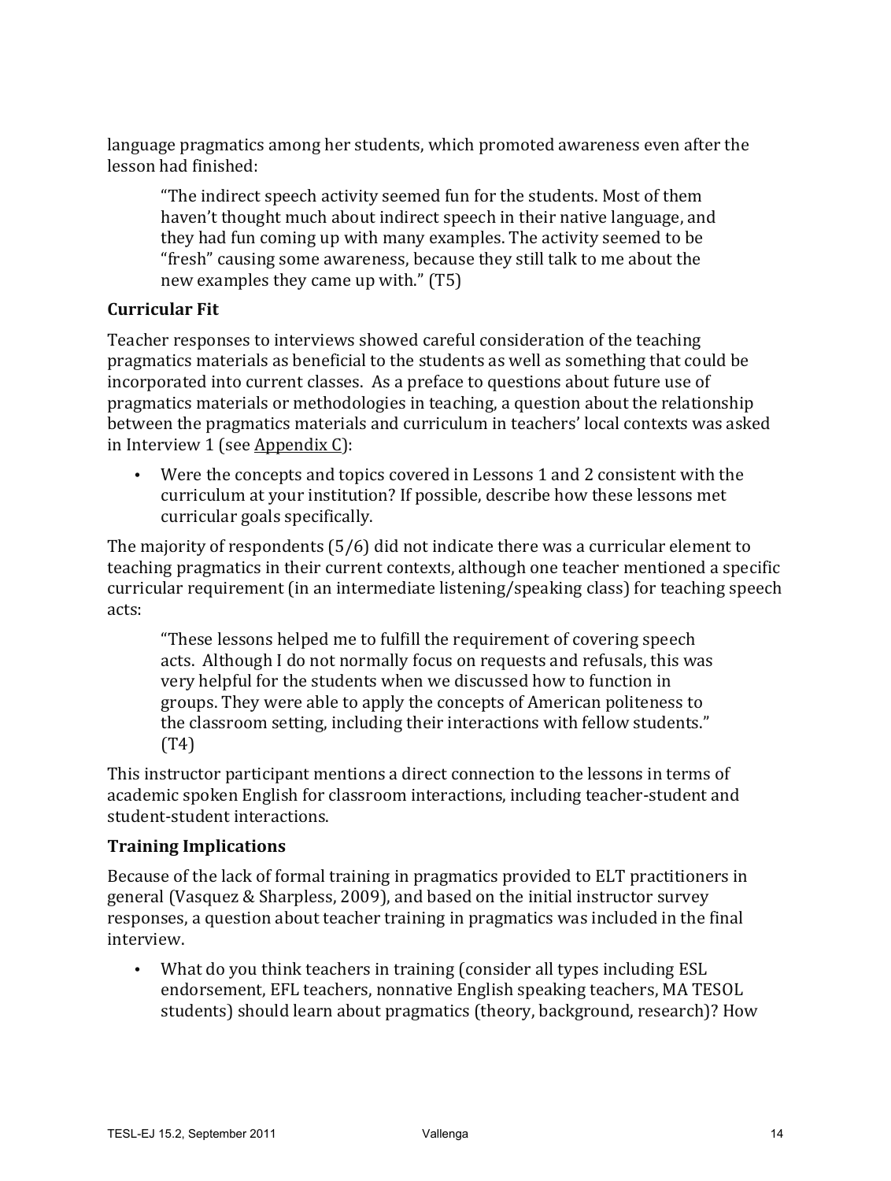language pragmatics among her students, which promoted awareness even after the lesson had finished:

> "The indirect speech activity seemed fun for the students. Most of them haven't thought much about indirect speech in their native language, and they had fun coming up with many examples. The activity seemed to be "fresh" causing some awareness, because they still talk to me about the new examples they came up with." (T5)

### Curricular Fit

Teacher responses to interviews showed careful consideration of the teaching pragmatics materials as beneficial to the students as well as something that could be incorporated into current classes. As a preface to questions about future use of pragmatics materials or methodologies in teaching, a question about the relationship between the pragmatics materials and curriculum in teachers' local contexts was asked in Interview 1 (see Appendix C):

- Were the concepts and topics covered in Lessons 1 and 2 consistent with the curriculum at your institution? If possible, describe how these lessons met curricular goals specifically.

The majority of respondents (5/6) did not indicate there was a curricular element to teaching pragmatics in their current contexts, although one teacher mentioned a specific curricular requirement (in an intermediate listening/speaking class) for teaching speech acts:

> "These lessons helped me to fulfill the requirement of covering speech acts. Although I do not normally focus on requests and refusals, this was very helpful for the students when we discussed how to function in groups. They were able to apply the concepts of American politeness to the classroom setting, including their interactions with fellow students." (T4)

This instructor participant mentions a direct connection to the lessons in terms of academic spoken English for classroom interactions, including teacher-student and student-student interactions.

### Training Implications

Because of the lack of formal training in pragmatics provided to ELT practitioners in general (Vasquez & Sharpless, 2009), and based on the initial instructor survey responses, a question about teacher training in pragmatics was included in the final interview.

- What do you think teachers in training (consider all types including ESL endorsement, EFL teachers, nonnative English speaking teachers, MA TESOL students) should learn about pragmatics (theory, background, research)? How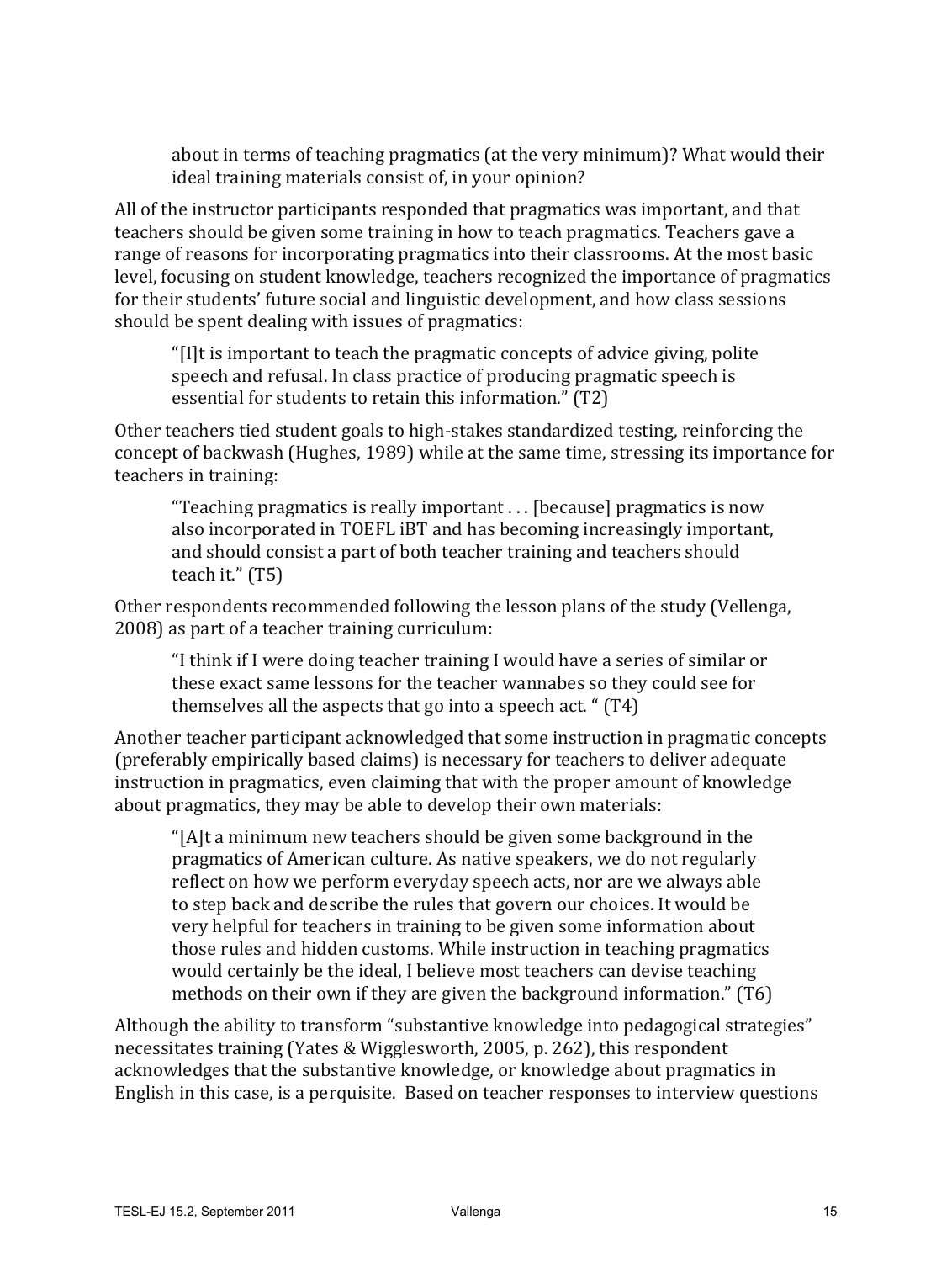> about in terms of teaching pragmatics (at the very minimum)? What would their ideal training materials consist of, in your opinion?

All of the instructor participants responded that pragmatics was important, and that teachers should be given some training in how to teach pragmatics. Teachers gave a range of reasons for incorporating pragmatics into their classrooms. At the most basic level, focusing on student knowledge, teachers recognized the importance of pragmatics for their students' future social and linguistic development, and how class sessions should be spent dealing with issues of pragmatics:

> "[I]t is important to teach the pragmatic concepts of advice giving, polite speech and refusal. In class practice of producing pragmatic speech is essential for students to retain this information." (T2)

Other teachers tied student goals to high-stakes standardized testing, reinforcing the concept of backwash (Hughes, 1989) while at the same time, stressing its importance for teachers in training:

> "Teaching pragmatics is really important . . . [because] pragmatics is now also incorporated in TOEFL iBT and has becoming increasingly important, and should consist a part of both teacher training and teachers should teach it." (T5)

Other respondents recommended following the lesson plans of the study (Vellenga, 2008) as part of a teacher training curriculum:

> "I think if I were doing teacher training I would have a series of similar or these exact same lessons for the teacher wannabes so they could see for themselves all the aspects that go into a speech act. " (T4)

Another teacher participant acknowledged that some instruction in pragmatic concepts (preferably empirically based claims) is necessary for teachers to deliver adequate instruction in pragmatics, even claiming that with the proper amount of knowledge about pragmatics, they may be able to develop their own materials:

> "[A]t a minimum new teachers should be given some background in the pragmatics of American culture. As native speakers, we do not regularly reflect on how we perform everyday speech acts, nor are we always able to step back and describe the rules that govern our choices. It would be very helpful for teachers in training to be given some information about those rules and hidden customs. While instruction in teaching pragmatics would certainly be the ideal, I believe most teachers can devise teaching methods on their own if they are given the background information." (T6)

Although the ability to transform "substantive knowledge into pedagogical strategies" necessitates training (Yates & Wigglesworth, 2005, p. 262), this respondent acknowledges that the substantive knowledge, or knowledge about pragmatics in English in this case, is a perquisite. Based on teacher responses to interview questions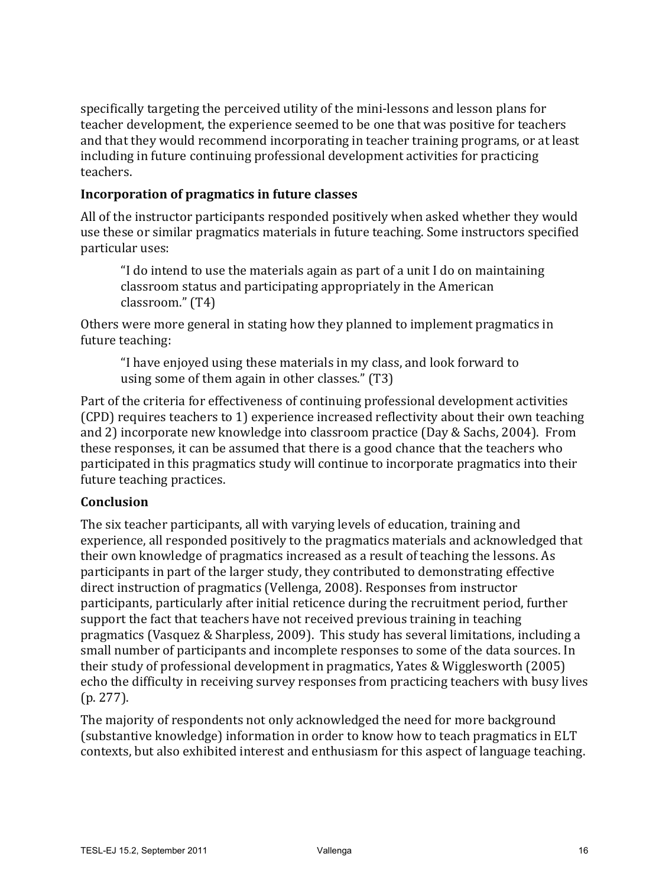specifically targeting the perceived utility of the mini-lessons and lesson plans for teacher development, the experience seemed to be one that was positive for teachers and that they would recommend incorporating in teacher training programs, or at least including in future continuing professional development activities for practicing teachers.

### Incorporation of pragmatics in future classes

All of the instructor participants responded positively when asked whether they would use these or similar pragmatics materials in future teaching. Some instructors specified particular uses:

> "I do intend to use the materials again as part of a unit I do on maintaining classroom status and participating appropriately in the American classroom." (T4)

Others were more general in stating how they planned to implement pragmatics in future teaching:

> "I have enjoyed using these materials in my class, and look forward to using some of them again in other classes." (T3)

Part of the criteria for effectiveness of continuing professional development activities (CPD) requires teachers to 1) experience increased reflectivity about their own teaching and 2) incorporate new knowledge into classroom practice (Day & Sachs, 2004). From these responses, it can be assumed that there is a good chance that the teachers who participated in this pragmatics study will continue to incorporate pragmatics into their future teaching practices.

### Conclusion

The six teacher participants, all with varying levels of education, training and experience, all responded positively to the pragmatics materials and acknowledged that their own knowledge of pragmatics increased as a result of teaching the lessons. As participants in part of the larger study, they contributed to demonstrating effective direct instruction of pragmatics (Vellenga, 2008). Responses from instructor participants, particularly after initial reticence during the recruitment period, further support the fact that teachers have not received previous training in teaching pragmatics (Vasquez & Sharpless, 2009). This study has several limitations, including a small number of participants and incomplete responses to some of the data sources. In their study of professional development in pragmatics, Yates & Wigglesworth (2005) echo the difficulty in receiving survey responses from practicing teachers with busy lives (p. 277).

The majority of respondents not only acknowledged the need for more background (substantive knowledge) information in order to know how to teach pragmatics in ELT contexts, but also exhibited interest and enthusiasm for this aspect of language teaching.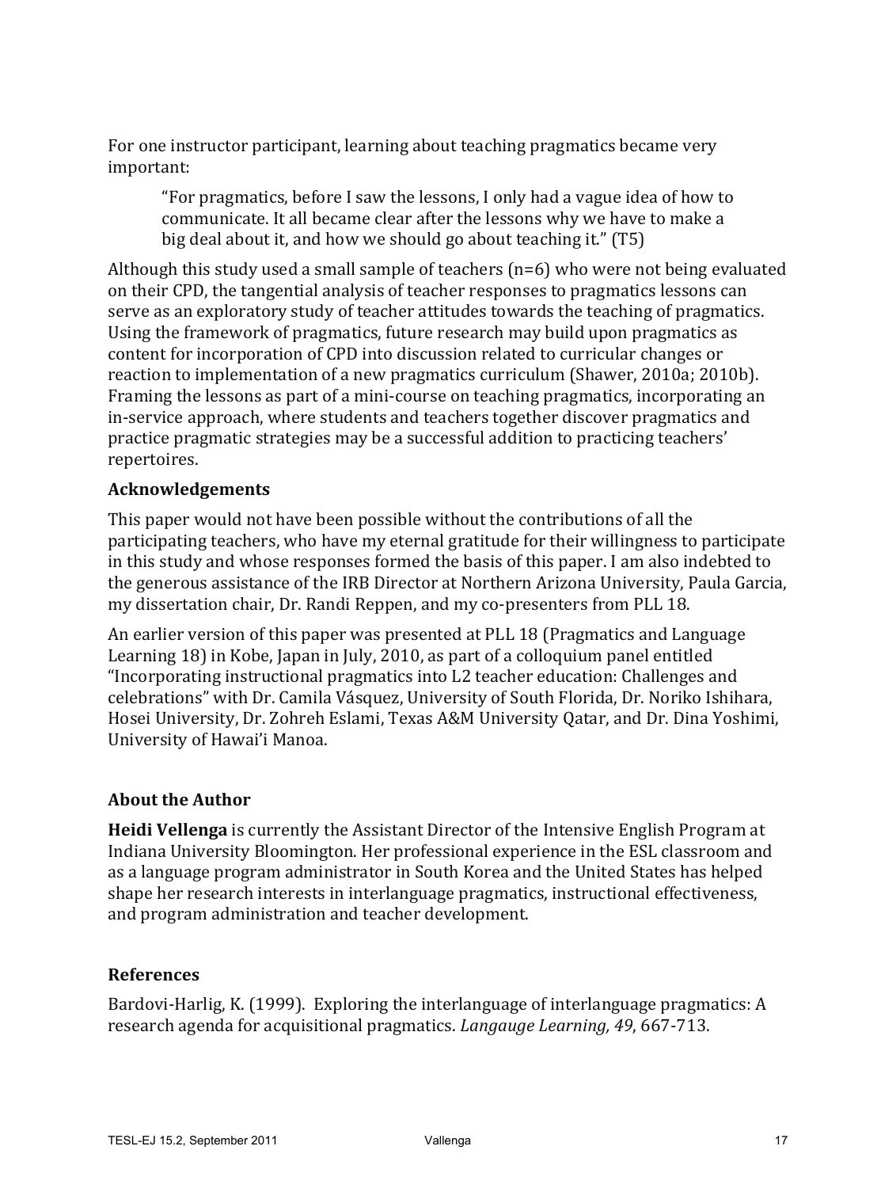For one instructor participant, learning about teaching pragmatics became very important:

> "For pragmatics, before I saw the lessons, I only had a vague idea of how to communicate. It all became clear after the lessons why we have to make a big deal about it, and how we should go about teaching it." (T5)

Although this study used a small sample of teachers (n=6) who were not being evaluated on their CPD, the tangential analysis of teacher responses to pragmatics lessons can serve as an exploratory study of teacher attitudes towards the teaching of pragmatics. Using the framework of pragmatics, future research may build upon pragmatics as content for incorporation of CPD into discussion related to curricular changes or reaction to implementation of a new pragmatics curriculum (Shawer, 2010a; 2010b). Framing the lessons as part of a mini-course on teaching pragmatics, incorporating an in-service approach, where students and teachers together discover pragmatics and practice pragmatic strategies may be a successful addition to practicing teachers' repertoires.

### Acknowledgements

This paper would not have been possible without the contributions of all the participating teachers, who have my eternal gratitude for their willingness to participate in this study and whose responses formed the basis of this paper. I am also indebted to the generous assistance of the IRB Director at Northern Arizona University, Paula Garcia, my dissertation chair, Dr. Randi Reppen, and my co-presenters from PLL 18.

An earlier version of this paper was presented at PLL 18 (Pragmatics and Language Learning 18) in Kobe, Japan in July, 2010, as part of a colloquium panel entitled "Incorporating instructional pragmatics into L2 teacher education: Challenges and celebrations" with Dr. Camila Vásquez, University of South Florida, Dr. Noriko Ishihara, Hosei University, Dr. Zohreh Eslami, Texas A&M University Qatar, and Dr. Dina Yoshimi, University of Hawai'i Manoa.

### About the Author

**Heidi Vellenga** is currently the Assistant Director of the Intensive English Program at Indiana University Bloomington. Her professional experience in the ESL classroom and as a language program administrator in South Korea and the United States has helped shape her research interests in interlanguage pragmatics, instructional effectiveness, and program administration and teacher development.

### References

Bardovi-Harlig, K. (1999). Exploring the interlanguage of interlanguage pragmatics: A research agenda for acquisitional pragmatics. *Langauge Learning, 49*, 667-713.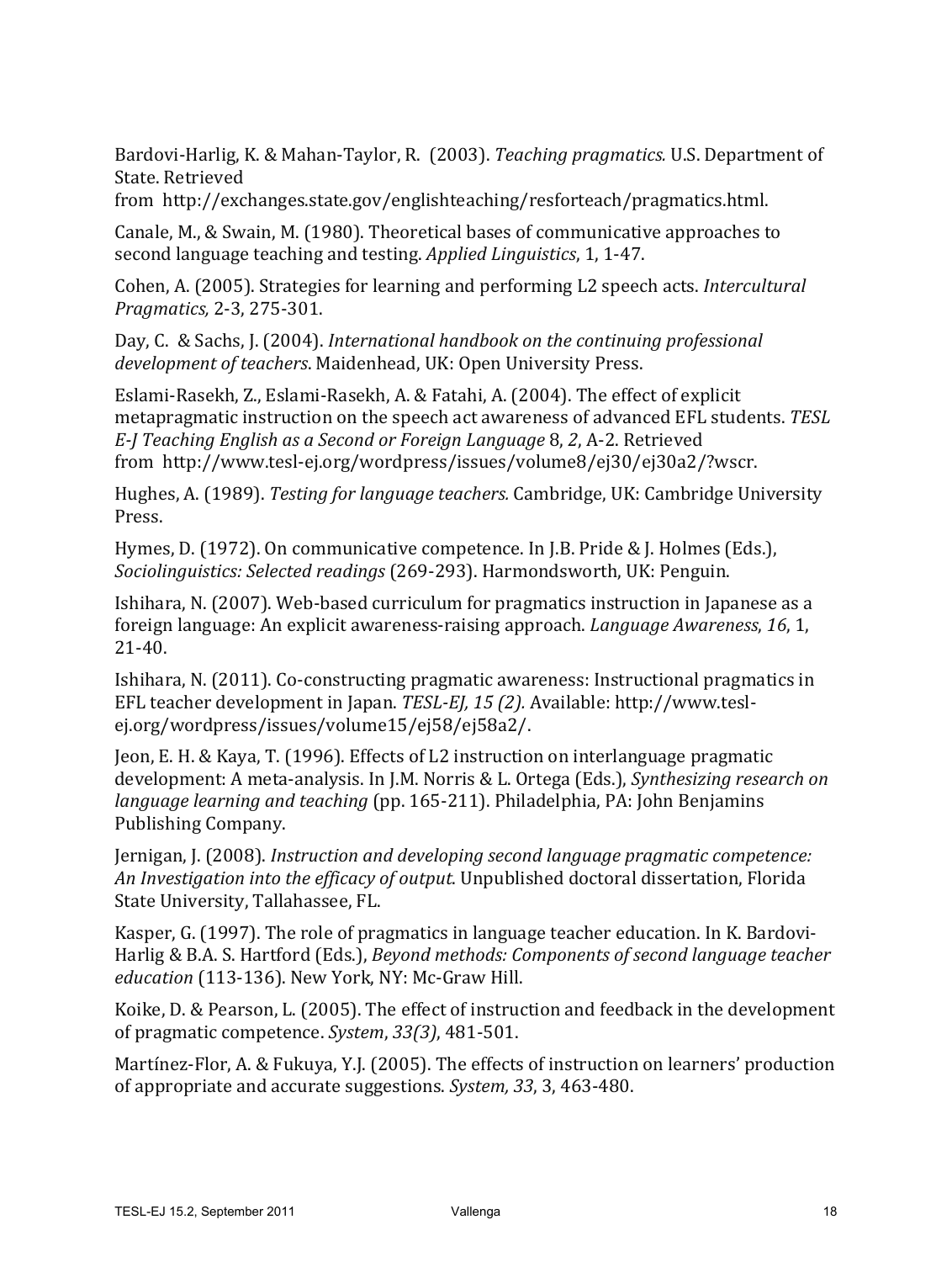Bardovi-Harlig, K. & Mahan-Taylor, R. (2003). *Teaching pragmatics.* U.S. Department of State. Retrieved from http://exchanges.state.gov/englishteaching/resforteach/pragmatics.html.

Canale, M., & Swain, M. (1980). Theoretical bases of communicative approaches to second language teaching and testing. *Applied Linguistics*, 1, 1-47.

Cohen, A. (2005). Strategies for learning and performing L2 speech acts. *Intercultural Pragmatics,* 2-3, 275-301.

Day, C. & Sachs, J. (2004). *International handbook on the continuing professional development of teachers*. Maidenhead, UK: Open University Press.

Eslami-Rasekh, Z., Eslami-Rasekh, A. & Fatahi, A. (2004). The effect of explicit metapragmatic instruction on the speech act awareness of advanced EFL students. *TESL E-J Teaching English as a Second or Foreign Language* 8, *2*, A-2. Retrieved from http://www.tesl-ej.org/wordpress/issues/volume8/ej30/ej30a2/?wscr.

Hughes, A. (1989). *Testing for language teachers.* Cambridge, UK: Cambridge University Press.

Hymes, D. (1972). On communicative competence. In J.B. Pride & J. Holmes (Eds.), *Sociolinguistics: Selected readings* (269-293). Harmondsworth, UK: Penguin.

Ishihara, N. (2007). Web-based curriculum for pragmatics instruction in Japanese as a foreign language: An explicit awareness-raising approach. *Language Awareness*, *16*, 1, 21-40.

Ishihara, N. (2011). Co-constructing pragmatic awareness: Instructional pragmatics in EFL teacher development in Japan. *TESL-EJ, 15 (2).* Available: http://www.tesl-ej.org/wordpress/issues/volume15/ej58/ej58a2/.

Jeon, E. H. & Kaya, T. (1996). Effects of L2 instruction on interlanguage pragmatic development: A meta-analysis. In J.M. Norris & L. Ortega (Eds.), *Synthesizing research on language learning and teaching* (pp. 165-211). Philadelphia, PA: John Benjamins Publishing Company.

Jernigan, J. (2008). *Instruction and developing second language pragmatic competence: An Investigation into the efficacy of output*. Unpublished doctoral dissertation, Florida State University, Tallahassee, FL.

Kasper, G. (1997). The role of pragmatics in language teacher education. In K. Bardovi-Harlig & B.A. S. Hartford (Eds.), *Beyond methods: Components of second language teacher education* (113-136). New York, NY: Mc-Graw Hill.

Koike, D. & Pearson, L. (2005). The effect of instruction and feedback in the development of pragmatic competence. *System*, *33(3)*, 481-501.

Martínez-Flor, A. & Fukuya, Y.J. (2005). The effects of instruction on learners' production of appropriate and accurate suggestions. *System, 33*, 3, 463-480.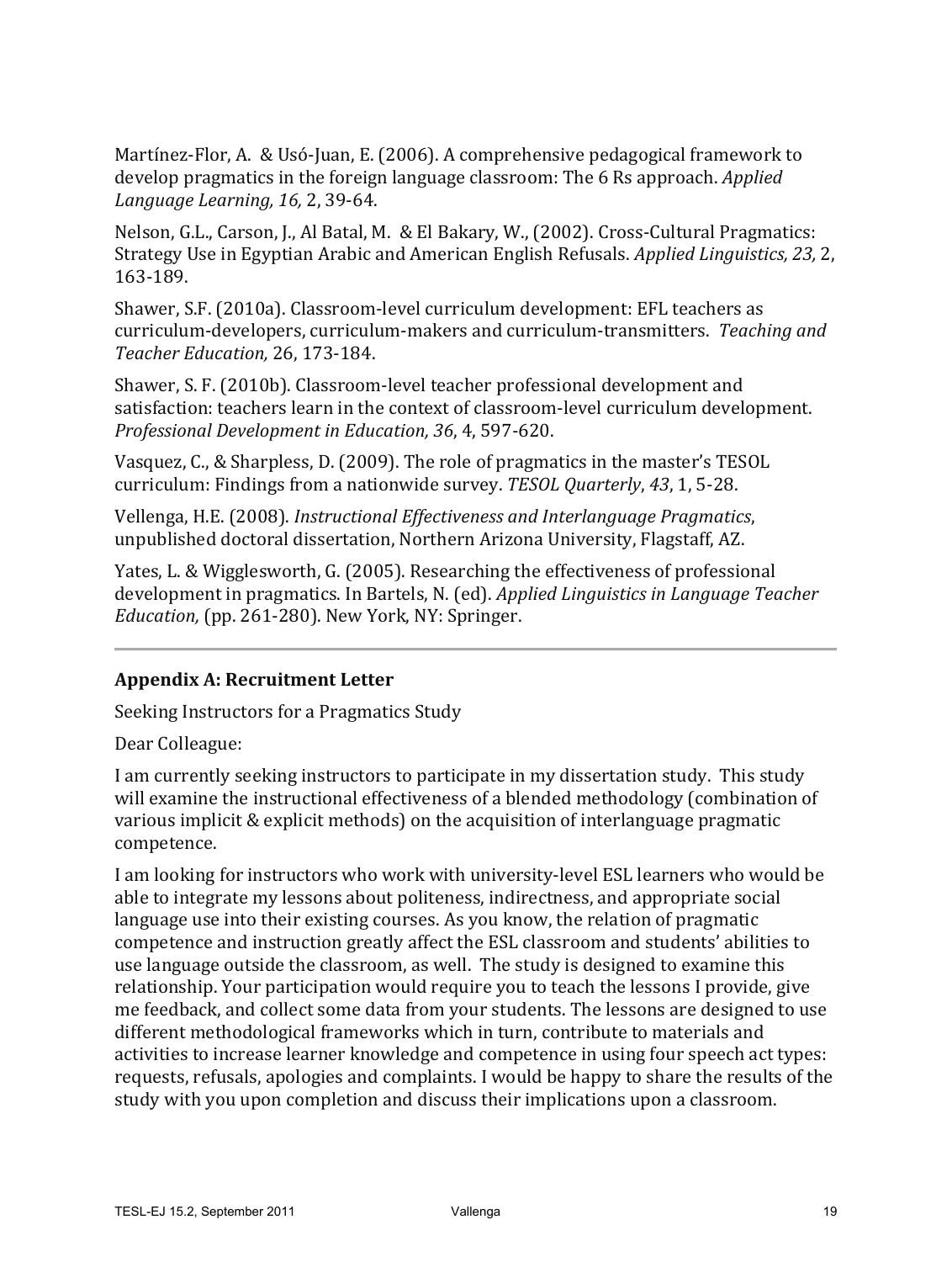Martínez-Flor, A. & Usó-Juan, E. (2006). A comprehensive pedagogical framework to develop pragmatics in the foreign language classroom: The 6 Rs approach. *Applied Language Learning, 16,* 2, 39-64.

Nelson, G.L., Carson, J., Al Batal, M. & El Bakary, W., (2002). Cross-Cultural Pragmatics: Strategy Use in Egyptian Arabic and American English Refusals. *Applied Linguistics, 23,* 2, 163-189.

Shawer, S.F. (2010a). Classroom-level curriculum development: EFL teachers as curriculum-developers, curriculum-makers and curriculum-transmitters. *Teaching and Teacher Education,* 26, 173-184.

Shawer, S. F. (2010b). Classroom-level teacher professional development and satisfaction: teachers learn in the context of classroom-level curriculum development. *Professional Development in Education, 36*, 4, 597-620.

Vasquez, C., & Sharpless, D. (2009). The role of pragmatics in the master's TESOL curriculum: Findings from a nationwide survey. *TESOL Quarterly*, *43*, 1, 5-28.

Vellenga, H.E. (2008). *Instructional Effectiveness and Interlanguage Pragmatics*, unpublished doctoral dissertation, Northern Arizona University, Flagstaff, AZ.

Yates, L. & Wigglesworth, G. (2005). Researching the effectiveness of professional development in pragmatics. In Bartels, N. (ed). *Applied Linguistics in Language Teacher Education,* (pp. 261-280). New York, NY: Springer.

---

**Appendix A: Recruitment Letter**

Seeking Instructors for a Pragmatics Study

Dear Colleague:

I am currently seeking instructors to participate in my dissertation study. This study will examine the instructional effectiveness of a blended methodology (combination of various implicit & explicit methods) on the acquisition of interlanguage pragmatic competence.

I am looking for instructors who work with university-level ESL learners who would be able to integrate my lessons about politeness, indirectness, and appropriate social language use into their existing courses. As you know, the relation of pragmatic competence and instruction greatly affect the ESL classroom and students' abilities to use language outside the classroom, as well. The study is designed to examine this relationship. Your participation would require you to teach the lessons I provide, give me feedback, and collect some data from your students. The lessons are designed to use different methodological frameworks which in turn, contribute to materials and activities to increase learner knowledge and competence in using four speech act types: requests, refusals, apologies and complaints. I would be happy to share the results of the study with you upon completion and discuss their implications upon a classroom.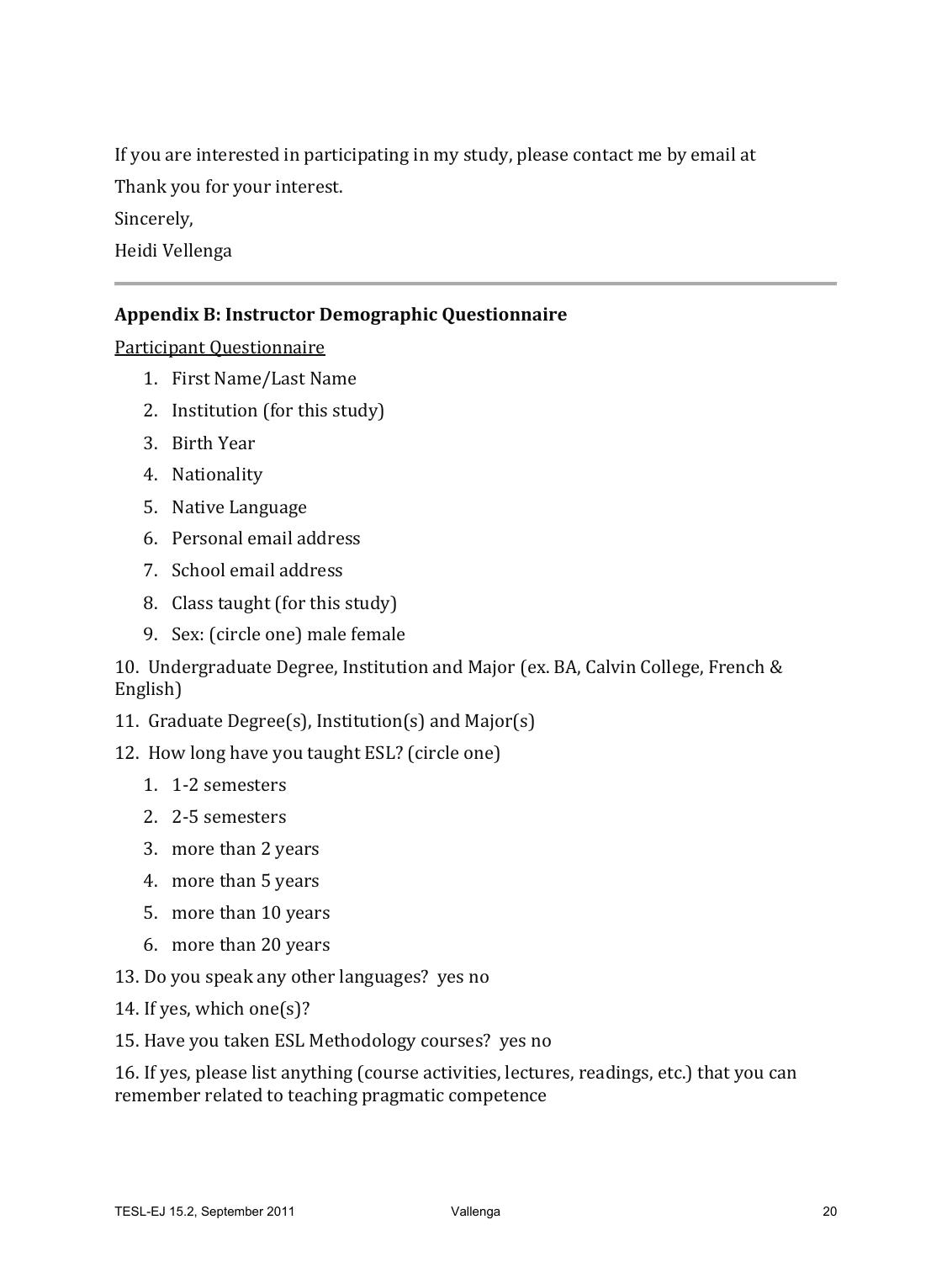If you are interested in participating in my study, please contact me by email at

Thank you for your interest.

Sincerely,

Heidi Vellenga

---

### Appendix B: Instructor Demographic Questionnaire

<u>Participant Questionnaire</u>

1. First Name/Last Name
2. Institution (for this study)
3. Birth Year
4. Nationality
5. Native Language
6. Personal email address
7. School email address
8. Class taught (for this study)
9. Sex: (circle one) male female

10. Undergraduate Degree, Institution and Major (ex. BA, Calvin College, French & English)

11. Graduate Degree(s), Institution(s) and Major(s)

12. How long have you taught ESL? (circle one)

    1. 1-2 semesters
    2. 2-5 semesters
    3. more than 2 years
    4. more than 5 years
    5. more than 10 years
    6. more than 20 years

13. Do you speak any other languages? yes no

14. If yes, which one(s)?

15. Have you taken ESL Methodology courses? yes no

16. If yes, please list anything (course activities, lectures, readings, etc.) that you can remember related to teaching pragmatic competence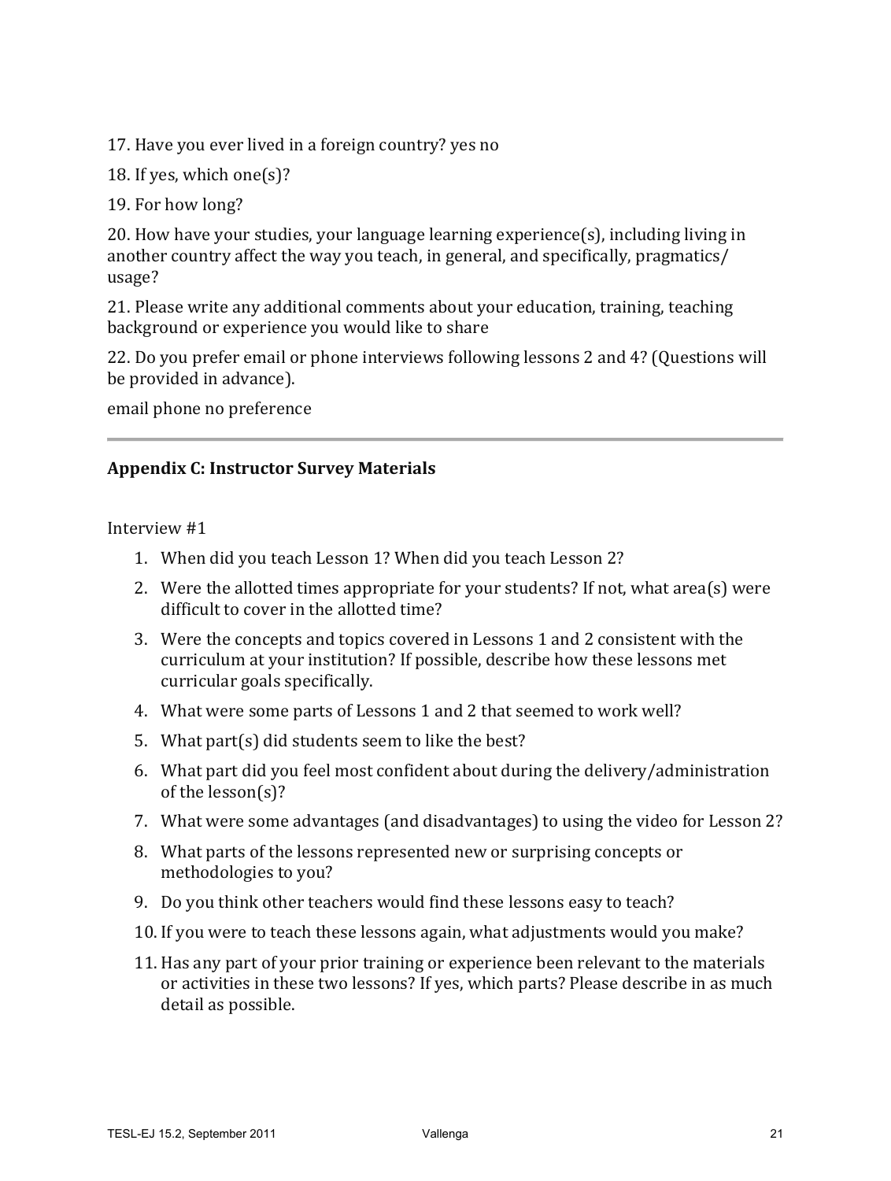17. Have you ever lived in a foreign country? yes no

18. If yes, which one(s)?

19. For how long?

20. How have your studies, your language learning experience(s), including living in another country affect the way you teach, in general, and specifically, pragmatics/ usage?

21. Please write any additional comments about your education, training, teaching background or experience you would like to share

22. Do you prefer email or phone interviews following lessons 2 and 4? (Questions will be provided in advance).

email phone no preference

---

### Appendix C: Instructor Survey Materials

Interview #1

1. When did you teach Lesson 1? When did you teach Lesson 2?
2. Were the allotted times appropriate for your students? If not, what area(s) were difficult to cover in the allotted time?
3. Were the concepts and topics covered in Lessons 1 and 2 consistent with the curriculum at your institution? If possible, describe how these lessons met curricular goals specifically.
4. What were some parts of Lessons 1 and 2 that seemed to work well?
5. What part(s) did students seem to like the best?
6. What part did you feel most confident about during the delivery/administration of the lesson(s)?
7. What were some advantages (and disadvantages) to using the video for Lesson 2?
8. What parts of the lessons represented new or surprising concepts or methodologies to you?
9. Do you think other teachers would find these lessons easy to teach?
10. If you were to teach these lessons again, what adjustments would you make?
11. Has any part of your prior training or experience been relevant to the materials or activities in these two lessons? If yes, which parts? Please describe in as much detail as possible.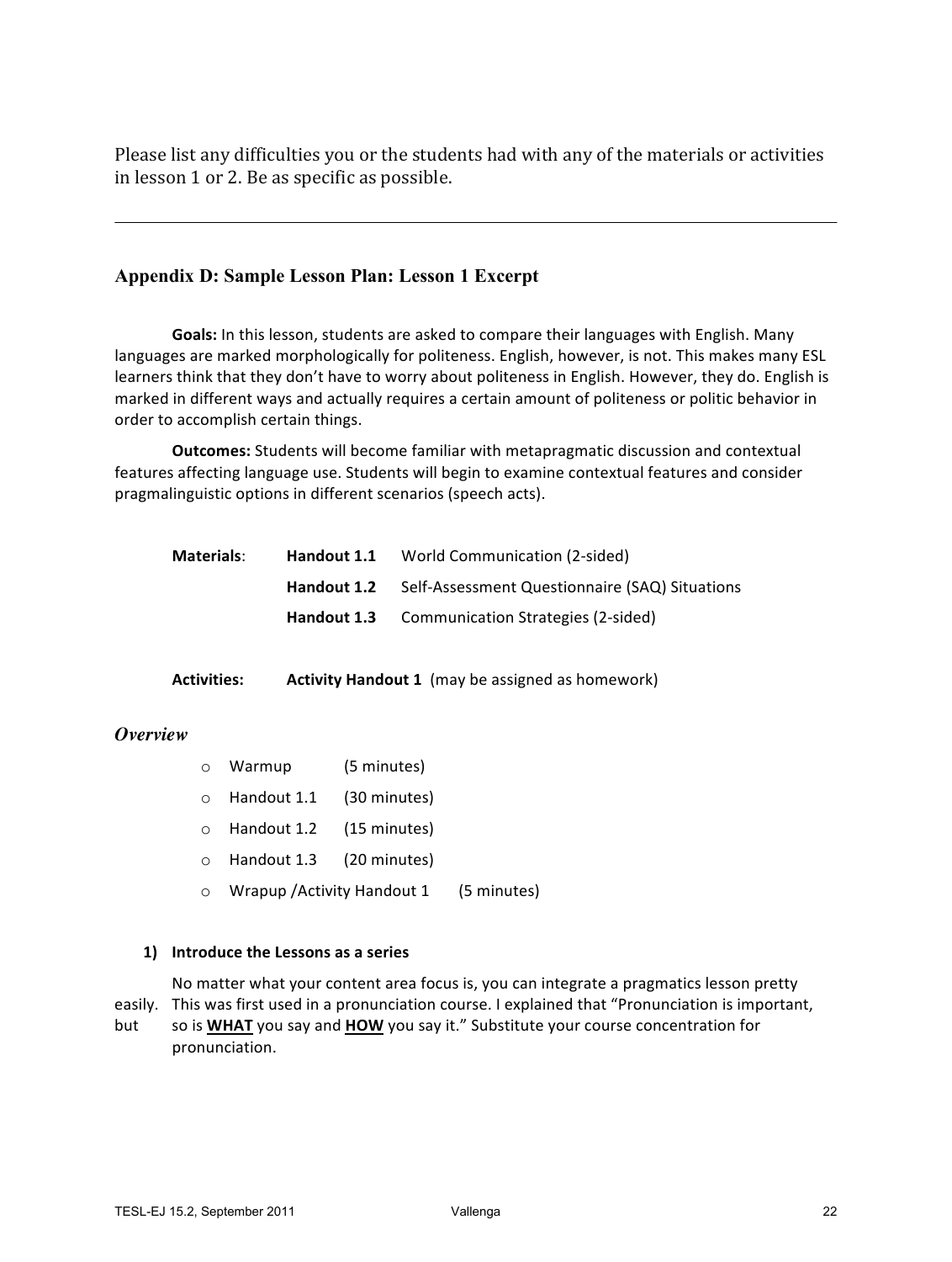Please list any difficulties you or the students had with any of the materials or activities in lesson 1 or 2. Be as specific as possible.

---

## Appendix D: Sample Lesson Plan: Lesson 1 Excerpt

**Goals:** In this lesson, students are asked to compare their languages with English. Many languages are marked morphologically for politeness. English, however, is not. This makes many ESL learners think that they don't have to worry about politeness in English. However, they do. English is marked in different ways and actually requires a certain amount of politeness or politic behavior in order to accomplish certain things.

**Outcomes:** Students will become familiar with metapragmatic discussion and contextual features affecting language use. Students will begin to examine contextual features and consider pragmalinguistic options in different scenarios (speech acts).

| | | |
|---|---|---|
| **Materials**: | **Handout 1.1** | World Communication (2-sided) |
| | **Handout 1.2** | Self-Assessment Questionnaire (SAQ) Situations |
| | **Handout 1.3** | Communication Strategies (2-sided) |

**Activities:** **Activity Handout 1** (may be assigned as homework)

### *Overview*

- Warmup (5 minutes)
- Handout 1.1 (30 minutes)
- Handout 1.2 (15 minutes)
- Handout 1.3 (20 minutes)
- Wrapup /Activity Handout 1 (5 minutes)

**1) Introduce the Lessons as a series**

No matter what your content area focus is, you can integrate a pragmatics lesson pretty easily. This was first used in a pronunciation course. I explained that "Pronunciation is important, but so is **WHAT** you say and **HOW** you say it." Substitute your course concentration for pronunciation.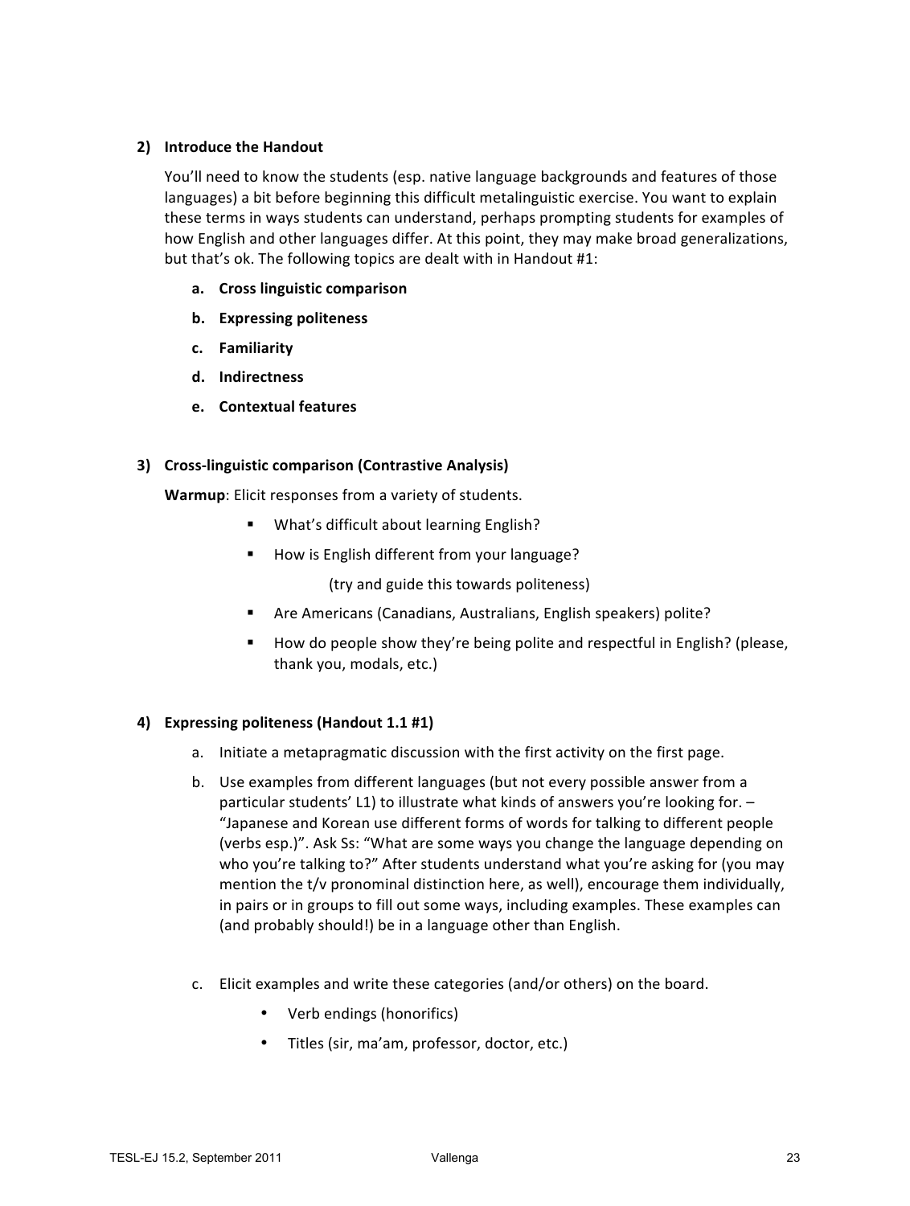**2) Introduce the Handout**

You'll need to know the students (esp. native language backgrounds and features of those languages) a bit before beginning this difficult metalinguistic exercise. You want to explain these terms in ways students can understand, perhaps prompting students for examples of how English and other languages differ. At this point, they may make broad generalizations, but that's ok. The following topics are dealt with in Handout #1:

- **a. Cross linguistic comparison**
- **b. Expressing politeness**
- **c. Familiarity**
- **d. Indirectness**
- **e. Contextual features**

**3) Cross-linguistic comparison (Contrastive Analysis)**

**Warmup**: Elicit responses from a variety of students.

- What's difficult about learning English?
- How is English different from your language?

  (try and guide this towards politeness)
- Are Americans (Canadians, Australians, English speakers) polite?
- How do people show they're being polite and respectful in English? (please, thank you, modals, etc.)

**4) Expressing politeness (Handout 1.1 #1)**

a. Initiate a metapragmatic discussion with the first activity on the first page.

b. Use examples from different languages (but not every possible answer from a particular students' L1) to illustrate what kinds of answers you're looking for. – "Japanese and Korean use different forms of words for talking to different people (verbs esp.)". Ask Ss: "What are some ways you change the language depending on who you're talking to?" After students understand what you're asking for (you may mention the t/v pronominal distinction here, as well), encourage them individually, in pairs or in groups to fill out some ways, including examples. These examples can (and probably should!) be in a language other than English.

c. Elicit examples and write these categories (and/or others) on the board.

- Verb endings (honorifics)
- Titles (sir, ma'am, professor, doctor, etc.)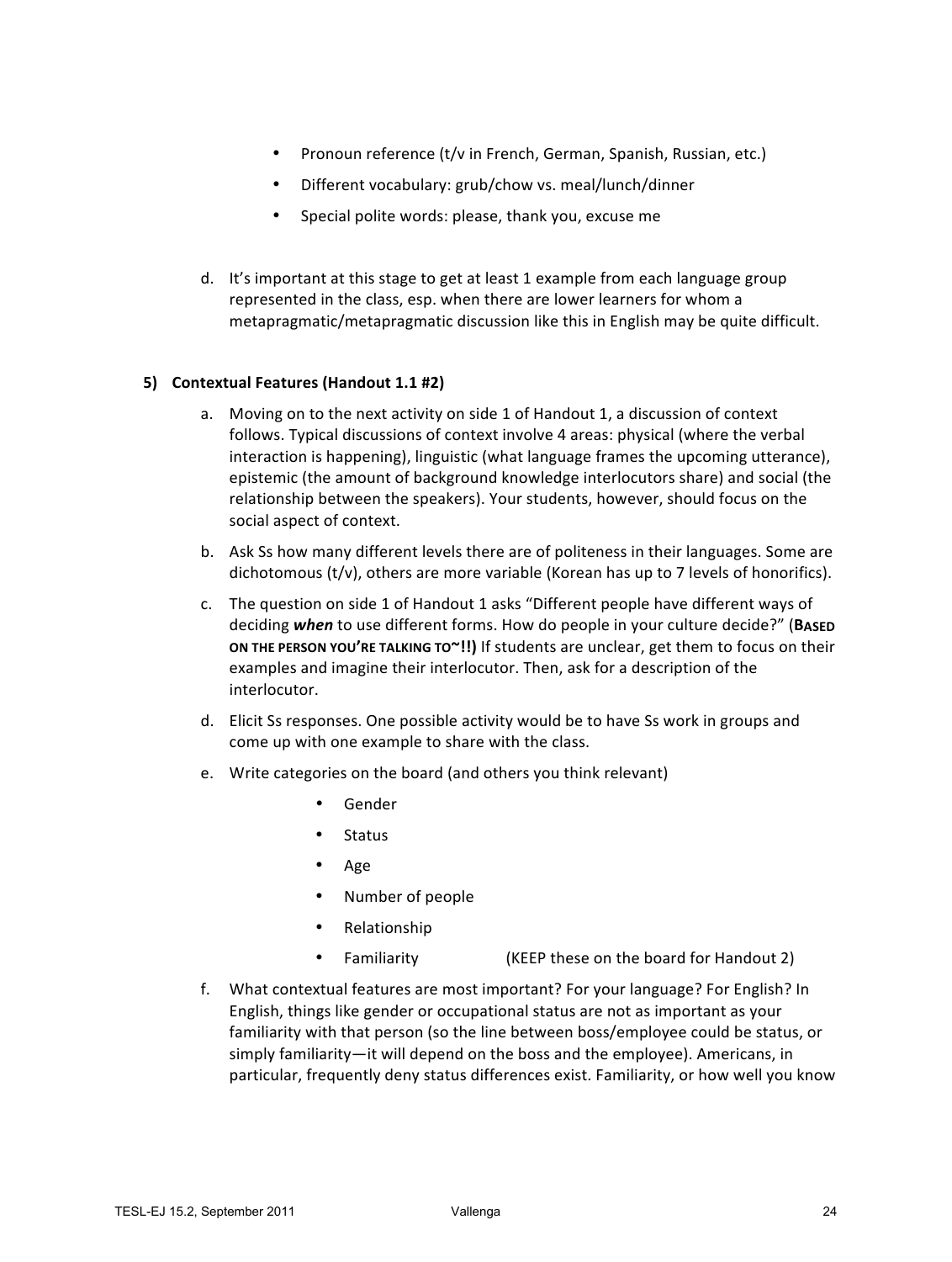- Pronoun reference (t/v in French, German, Spanish, Russian, etc.)
- Different vocabulary: grub/chow vs. meal/lunch/dinner
- Special polite words: please, thank you, excuse me

d. It's important at this stage to get at least 1 example from each language group represented in the class, esp. when there are lower learners for whom a metapragmatic/metapragmatic discussion like this in English may be quite difficult.

**5) Contextual Features (Handout 1.1 #2)**

a. Moving on to the next activity on side 1 of Handout 1, a discussion of context follows. Typical discussions of context involve 4 areas: physical (where the verbal interaction is happening), linguistic (what language frames the upcoming utterance), epistemic (the amount of background knowledge interlocutors share) and social (the relationship between the speakers). Your students, however, should focus on the social aspect of context.

b. Ask Ss how many different levels there are of politeness in their languages. Some are dichotomous (t/v), others are more variable (Korean has up to 7 levels of honorifics).

c. The question on side 1 of Handout 1 asks "Different people have different ways of deciding ***when*** to use different forms. How do people in your culture decide?" (**BASED ON THE PERSON YOU'RE TALKING TO~!!)** If students are unclear, get them to focus on their examples and imagine their interlocutor. Then, ask for a description of the interlocutor.

d. Elicit Ss responses. One possible activity would be to have Ss work in groups and come up with one example to share with the class.

e. Write categories on the board (and others you think relevant)

- Gender
- Status
- Age
- Number of people
- Relationship
- Familiarity (KEEP these on the board for Handout 2)

f. What contextual features are most important? For your language? For English? In English, things like gender or occupational status are not as important as your familiarity with that person (so the line between boss/employee could be status, or simply familiarity—it will depend on the boss and the employee). Americans, in particular, frequently deny status differences exist. Familiarity, or how well you know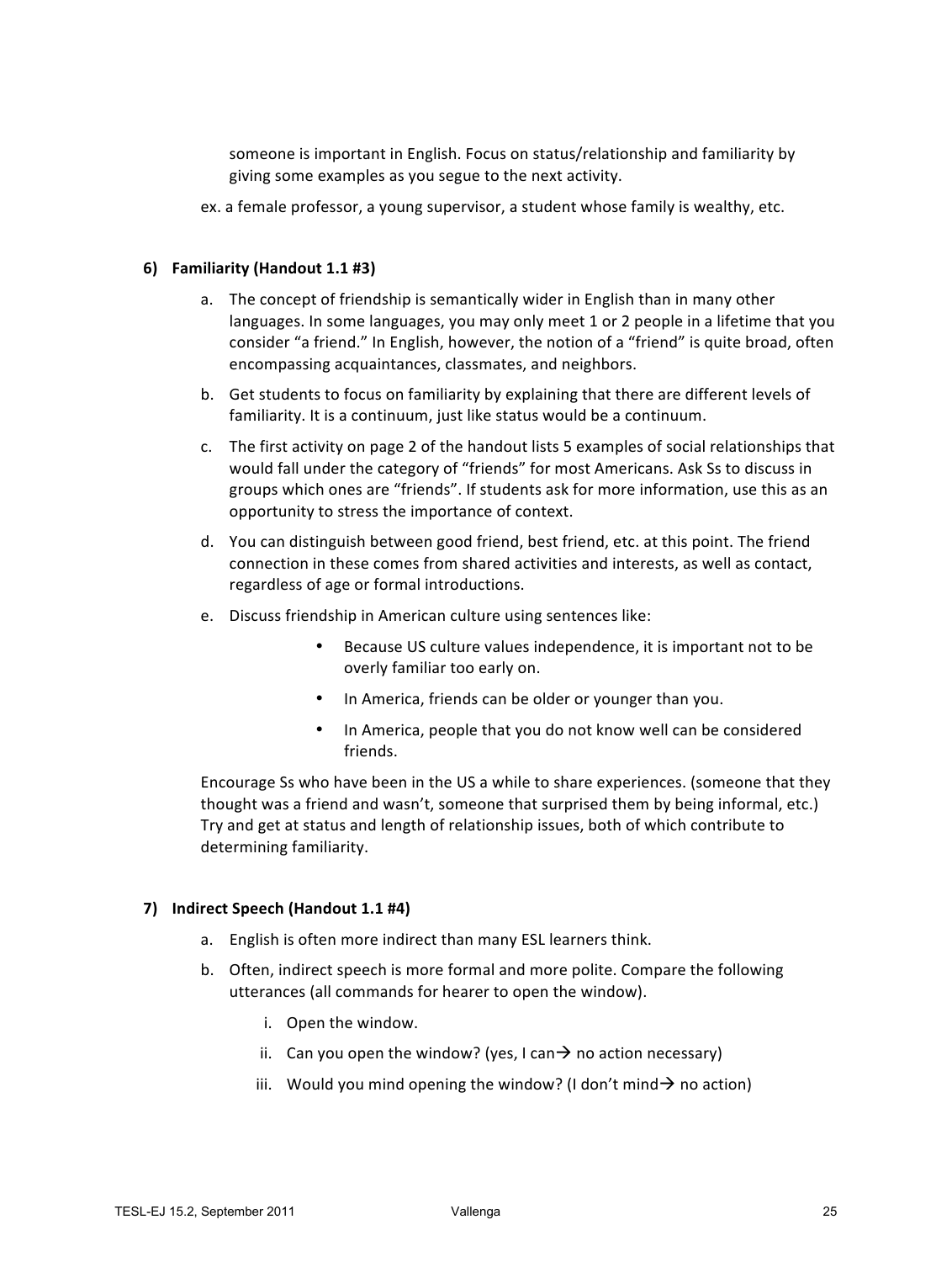someone is important in English. Focus on status/relationship and familiarity by giving some examples as you segue to the next activity.

ex. a female professor, a young supervisor, a student whose family is wealthy, etc.

**6) Familiarity (Handout 1.1 #3)**

a. The concept of friendship is semantically wider in English than in many other languages. In some languages, you may only meet 1 or 2 people in a lifetime that you consider "a friend." In English, however, the notion of a "friend" is quite broad, often encompassing acquaintances, classmates, and neighbors.

b. Get students to focus on familiarity by explaining that there are different levels of familiarity. It is a continuum, just like status would be a continuum.

c. The first activity on page 2 of the handout lists 5 examples of social relationships that would fall under the category of "friends" for most Americans. Ask Ss to discuss in groups which ones are "friends". If students ask for more information, use this as an opportunity to stress the importance of context.

d. You can distinguish between good friend, best friend, etc. at this point. The friend connection in these comes from shared activities and interests, as well as contact, regardless of age or formal introductions.

e. Discuss friendship in American culture using sentences like:

- Because US culture values independence, it is important not to be overly familiar too early on.
- In America, friends can be older or younger than you.
- In America, people that you do not know well can be considered friends.

Encourage Ss who have been in the US a while to share experiences. (someone that they thought was a friend and wasn't, someone that surprised them by being informal, etc.) Try and get at status and length of relationship issues, both of which contribute to determining familiarity.

**7) Indirect Speech (Handout 1.1 #4)**

a. English is often more indirect than many ESL learners think.

b. Often, indirect speech is more formal and more polite. Compare the following utterances (all commands for hearer to open the window).

i. Open the window.

ii. Can you open the window? (yes, I can→ no action necessary)

iii. Would you mind opening the window? (I don't mind→ no action)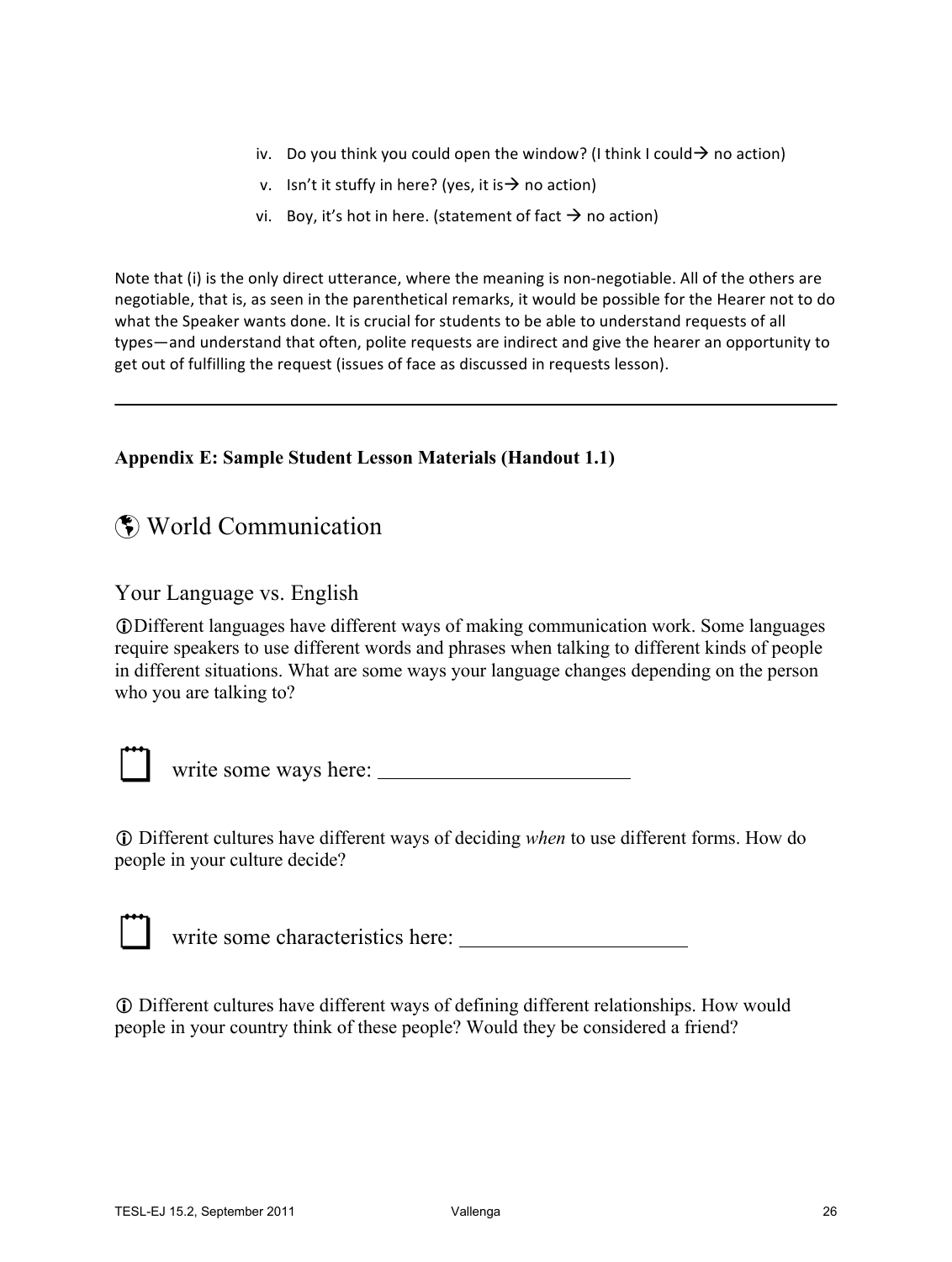iv. Do you think you could open the window? (I think I could→ no action)
v. Isn't it stuffy in here? (yes, it is→ no action)
vi. Boy, it's hot in here. (statement of fact → no action)

Note that (i) is the only direct utterance, where the meaning is non-negotiable. All of the others are negotiable, that is, as seen in the parenthetical remarks, it would be possible for the Hearer not to do what the Speaker wants done. It is crucial for students to be able to understand requests of all types—and understand that often, polite requests are indirect and give the hearer an opportunity to get out of fulfilling the request (issues of face as discussed in requests lesson).

---

**Appendix E: Sample Student Lesson Materials (Handout 1.1)**

## 🌎 World Communication

### Your Language vs. English

ⓘ Different languages have different ways of making communication work. Some languages require speakers to use different words and phrases when talking to different kinds of people in different situations. What are some ways your language changes depending on the person who you are talking to?

write some ways here: ________________________

ⓘ Different cultures have different ways of deciding *when* to use different forms. How do people in your culture decide?

write some characteristics here: ______________________

ⓘ Different cultures have different ways of defining different relationships. How would people in your country think of these people? Would they be considered a friend?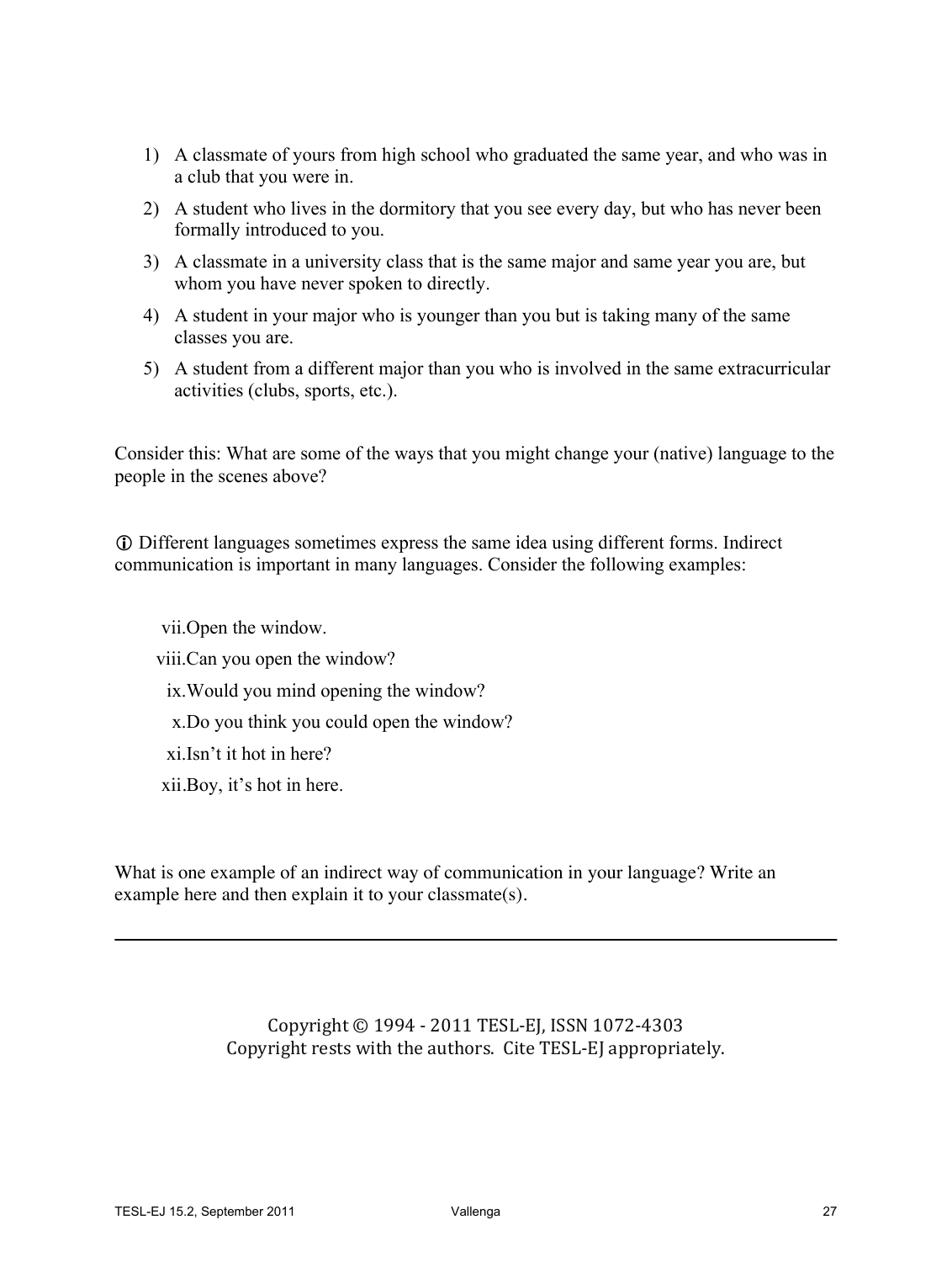1) A classmate of yours from high school who graduated the same year, and who was in a club that you were in.
2) A student who lives in the dormitory that you see every day, but who has never been formally introduced to you.
3) A classmate in a university class that is the same major and same year you are, but whom you have never spoken to directly.
4) A student in your major who is younger than you but is taking many of the same classes you are.
5) A student from a different major than you who is involved in the same extracurricular activities (clubs, sports, etc.).

Consider this: What are some of the ways that you might change your (native) language to the people in the scenes above?

ⓘ Different languages sometimes express the same idea using different forms. Indirect communication is important in many languages. Consider the following examples:

vii. Open the window.
viii. Can you open the window?
ix. Would you mind opening the window?
x. Do you think you could open the window?
xi. Isn't it hot in here?
xii. Boy, it's hot in here.

What is one example of an indirect way of communication in your language? Write an example here and then explain it to your classmate(s).

---

Copyright © 1994 - 2011 TESL-EJ, ISSN 1072-4303
Copyright rests with the authors. Cite TESL-EJ appropriately.